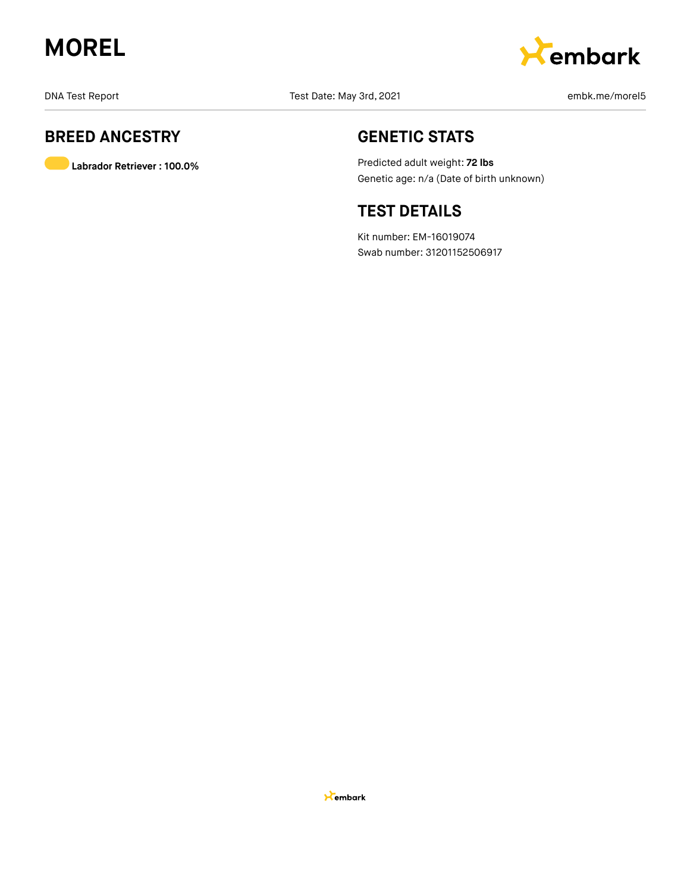# MOREL

DNA Test Report    Test Date: May 3rd, 2021    embk.me/morel5

## BREED ANCESTRY

**Labrador Retriever : 100.0%**

## GENETIC STATS

Predicted adult weight: **72 lbs**

Genetic age: n/a (Date of birth unknown)

## TEST DETAILS

Kit number: EM-16019074

Swab number: 31201152506917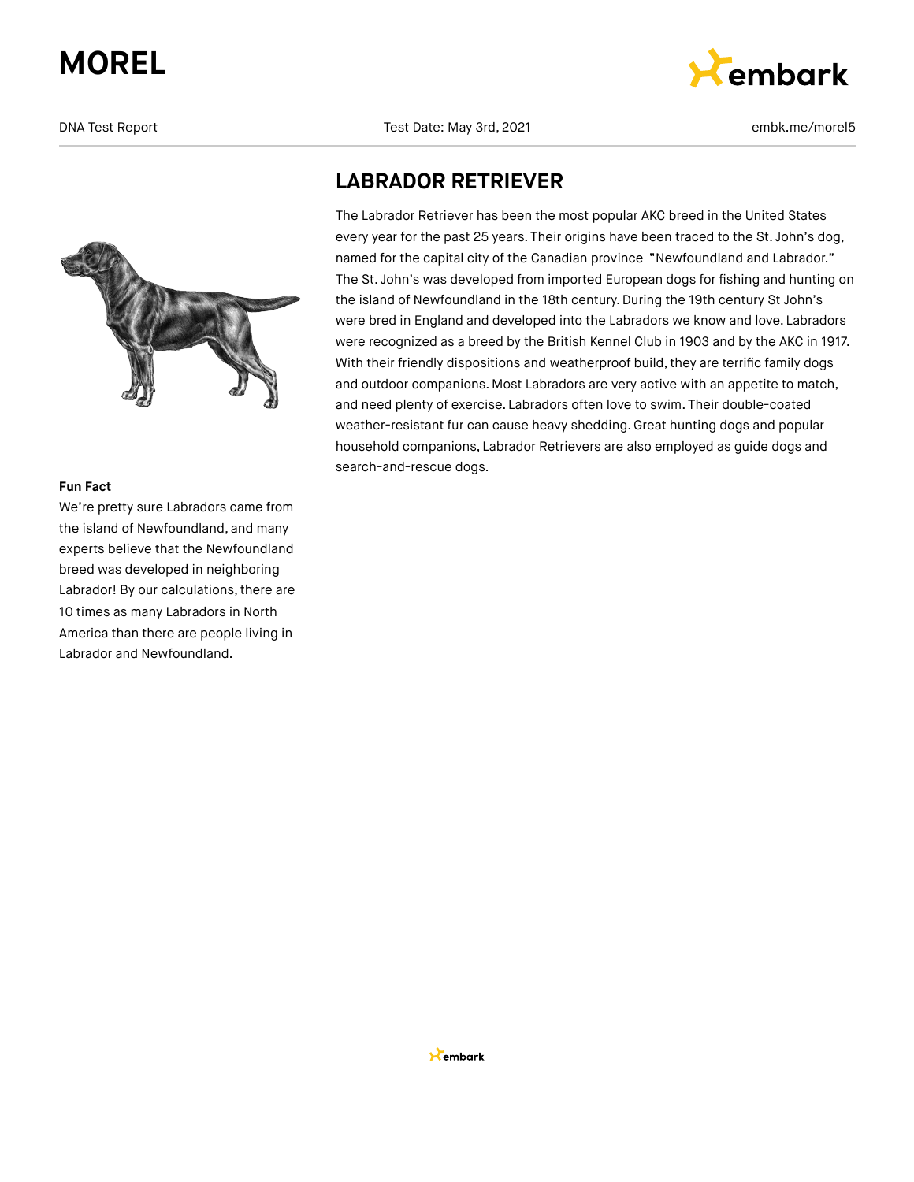## LABRADOR RETRIEVER

The Labrador Retriever has been the most popular AKC breed in the United States every year for the past 25 years. Their origins have been traced to the St. John's dog, named for the capital city of the Canadian province "Newfoundland and Labrador." The St. John's was developed from imported European dogs for fishing and hunting on the island of Newfoundland in the 18th century. During the 19th century St John's were bred in England and developed into the Labradors we know and love. Labradors were recognized as a breed by the British Kennel Club in 1903 and by the AKC in 1917. With their friendly dispositions and weatherproof build, they are terrific family dogs and outdoor companions. Most Labradors are very active with an appetite to match, and need plenty of exercise. Labradors often love to swim. Their double-coated weather-resistant fur can cause heavy shedding. Great hunting dogs and popular household companions, Labrador Retrievers are also employed as guide dogs and search-and-rescue dogs.

**Fun Fact**

We're pretty sure Labradors came from the island of Newfoundland, and many experts believe that the Newfoundland breed was developed in neighboring Labrador! By our calculations, there are 10 times as many Labradors in North America than there are people living in Labrador and Newfoundland.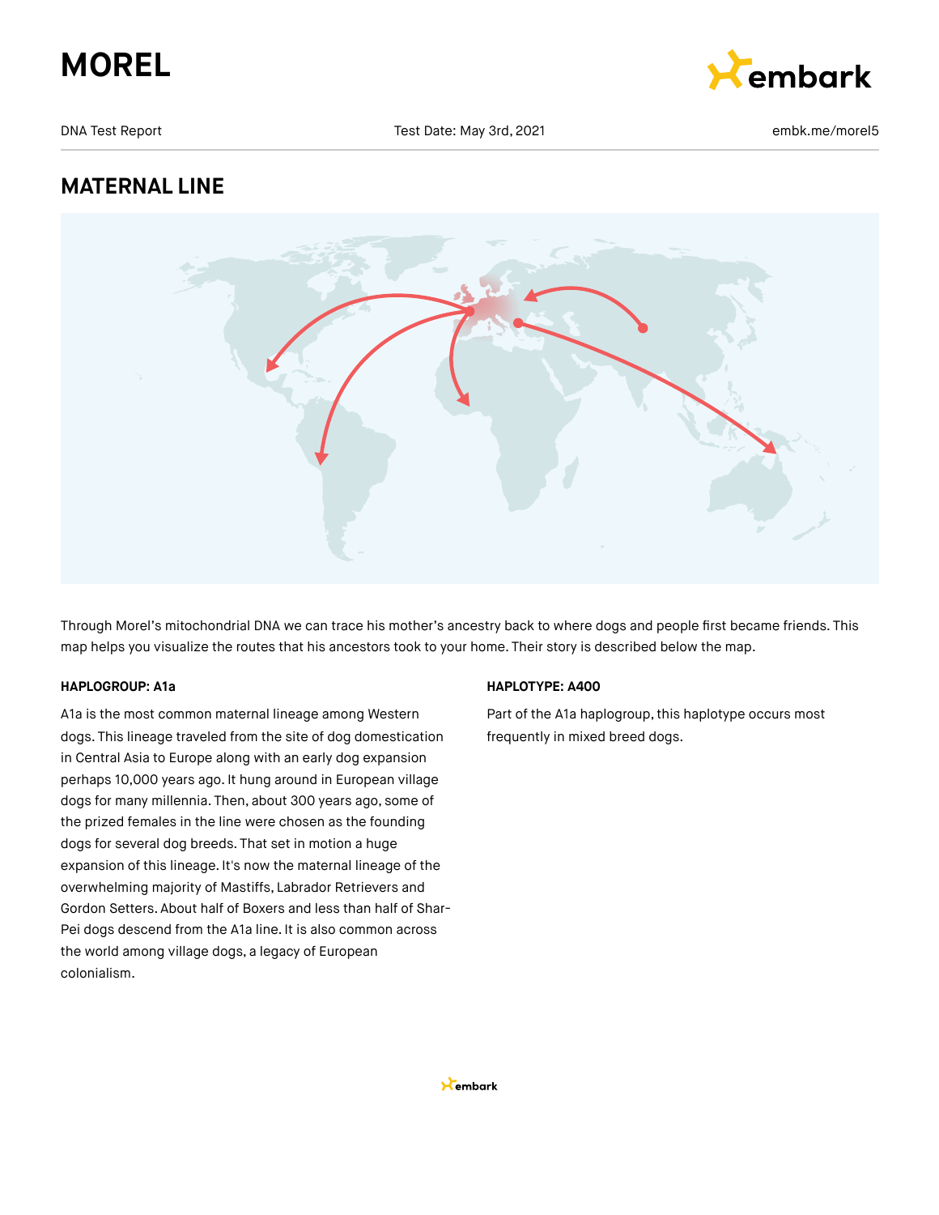# MOREL

DNA Test Report | Test Date: May 3rd, 2021 | embk.me/morel5

## MATERNAL LINE

Through Morel's mitochondrial DNA we can trace his mother's ancestry back to where dogs and people first became friends. This map helps you visualize the routes that his ancestors took to your home. Their story is described below the map.

**HAPLOGROUP: A1a**

A1a is the most common maternal lineage among Western dogs. This lineage traveled from the site of dog domestication in Central Asia to Europe along with an early dog expansion perhaps 10,000 years ago. It hung around in European village dogs for many millennia. Then, about 300 years ago, some of the prized females in the line were chosen as the founding dogs for several dog breeds. That set in motion a huge expansion of this lineage. It's now the maternal lineage of the overwhelming majority of Mastiffs, Labrador Retrievers and Gordon Setters. About half of Boxers and less than half of Shar-Pei dogs descend from the A1a line. It is also common across the world among village dogs, a legacy of European colonialism.

**HAPLOTYPE: A400**

Part of the A1a haplogroup, this haplotype occurs most frequently in mixed breed dogs.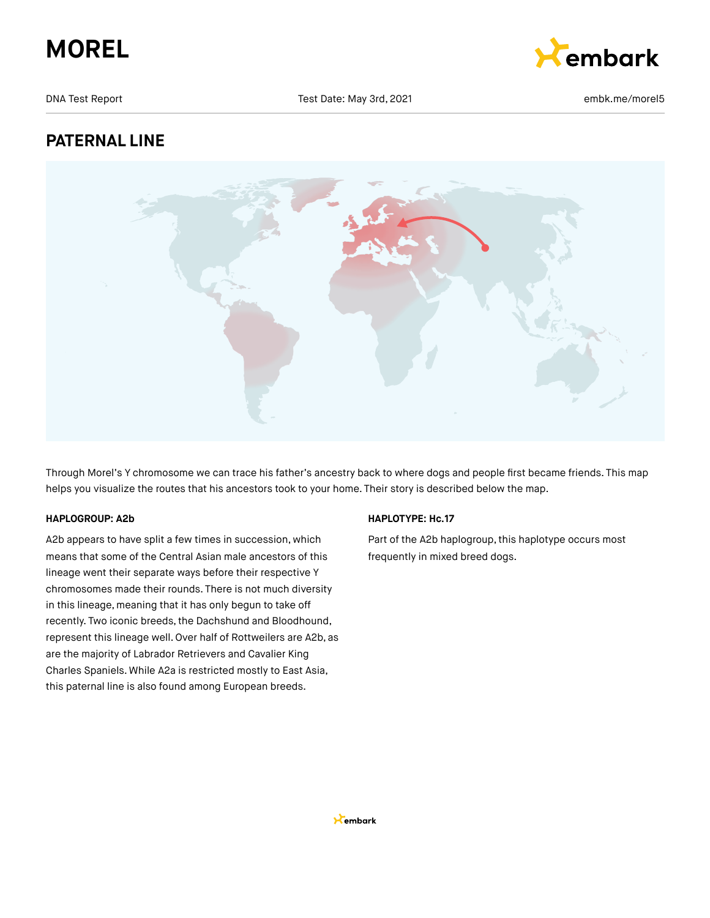# MOREL

DNA Test Report | Test Date: May 3rd, 2021 | embk.me/morel5

## PATERNAL LINE

Through Morel's Y chromosome we can trace his father's ancestry back to where dogs and people first became friends. This map helps you visualize the routes that his ancestors took to your home. Their story is described below the map.

**HAPLOGROUP: A2b**

A2b appears to have split a few times in succession, which means that some of the Central Asian male ancestors of this lineage went their separate ways before their respective Y chromosomes made their rounds. There is not much diversity in this lineage, meaning that it has only begun to take off recently. Two iconic breeds, the Dachshund and Bloodhound, represent this lineage well. Over half of Rottweilers are A2b, as are the majority of Labrador Retrievers and Cavalier King Charles Spaniels. While A2a is restricted mostly to East Asia, this paternal line is also found among European breeds.

**HAPLOTYPE: Hc.17**

Part of the A2b haplogroup, this haplotype occurs most frequently in mixed breed dogs.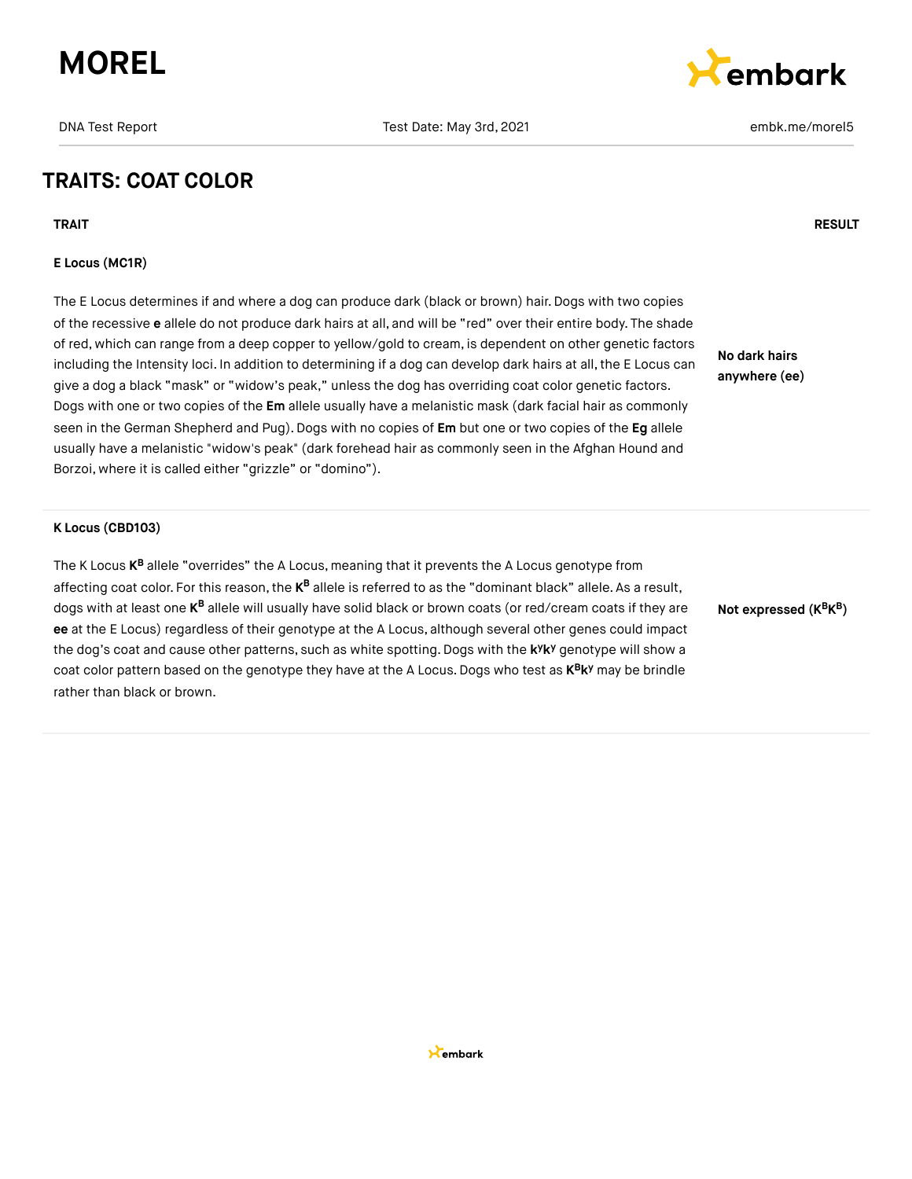## TRAITS: COAT COLOR

| TRAIT | RESULT |
| --- | --- |
| **E Locus (MC1R)**<br><br>The E Locus determines if and where a dog can produce dark (black or brown) hair. Dogs with two copies of the recessive **e** allele do not produce dark hairs at all, and will be "red" over their entire body. The shade of red, which can range from a deep copper to yellow/gold to cream, is dependent on other genetic factors including the Intensity loci. In addition to determining if a dog can develop dark hairs at all, the E Locus can give a dog a black "mask" or "widow's peak," unless the dog has overriding coat color genetic factors. Dogs with one or two copies of the **Em** allele usually have a melanistic mask (dark facial hair as commonly seen in the German Shepherd and Pug). Dogs with no copies of **Em** but one or two copies of the **Eg** allele usually have a melanistic "widow's peak" (dark forehead hair as commonly seen in the Afghan Hound and Borzoi, where it is called either "grizzle" or "domino"). | **No dark hairs anywhere (ee)** |
| **K Locus (CBD103)**<br><br>The K Locus $\mathbf{K^B}$ allele "overrides" the A Locus, meaning that it prevents the A Locus genotype from affecting coat color. For this reason, the $\mathbf{K^B}$ allele is referred to as the "dominant black" allele. As a result, dogs with at least one $\mathbf{K^B}$ allele will usually have solid black or brown coats (or red/cream coats if they are **ee** at the E Locus) regardless of their genotype at the A Locus, although several other genes could impact the dog's coat and cause other patterns, such as white spotting. Dogs with the $\mathbf{k^yk^y}$ genotype will show a coat color pattern based on the genotype they have at the A Locus. Dogs who test as $\mathbf{K^Bk^y}$ may be brindle rather than black or brown. | **Not expressed ($\mathbf{K^BK^B}$)** |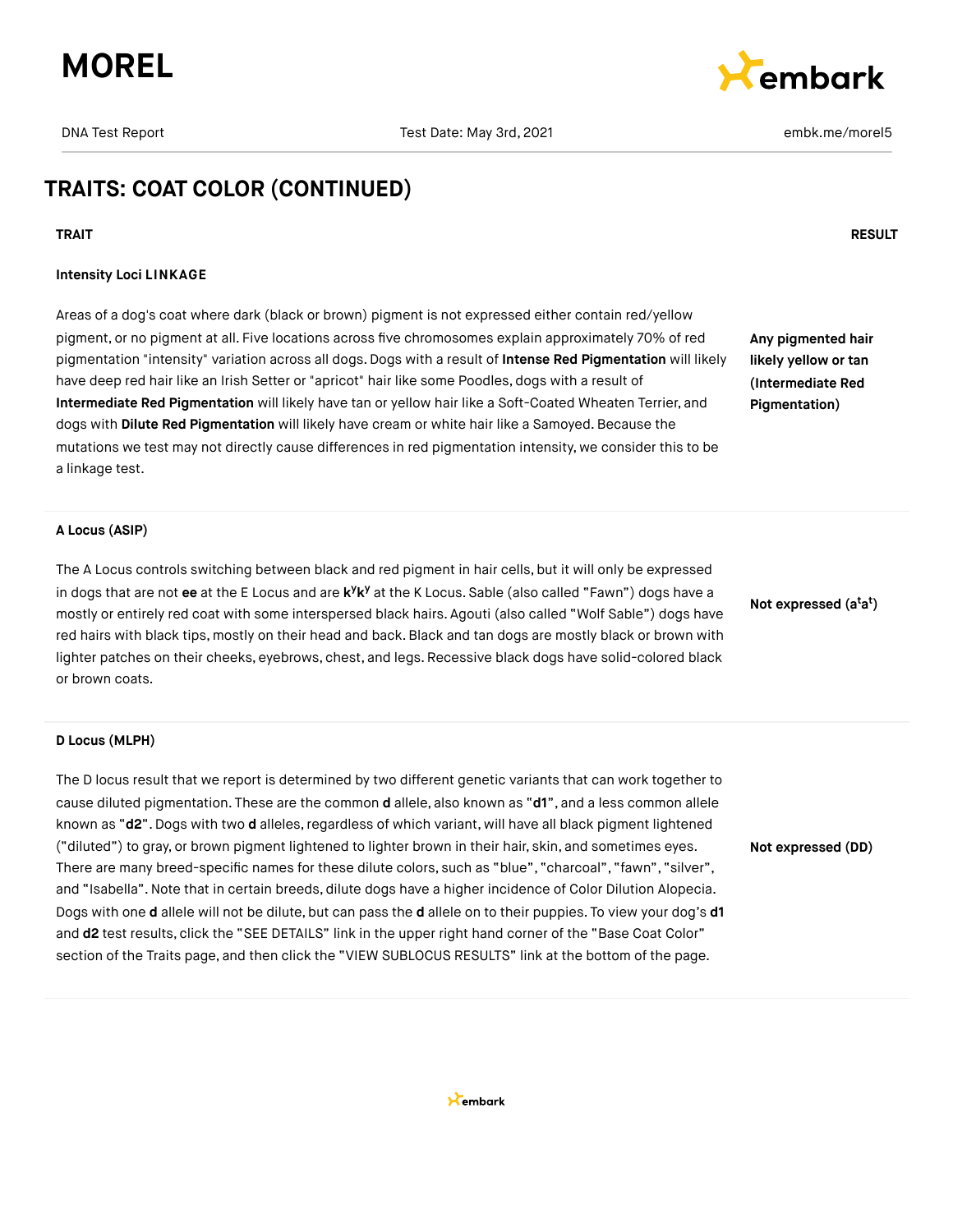## TRAITS: COAT COLOR (CONTINUED)

| TRAIT | RESULT |
|---|---|
| **Intensity Loci LINKAGE**<br><br>Areas of a dog's coat where dark (black or brown) pigment is not expressed either contain red/yellow pigment, or no pigment at all. Five locations across five chromosomes explain approximately 70% of red pigmentation "intensity" variation across all dogs. Dogs with a result of **Intense Red Pigmentation** will likely have deep red hair like an Irish Setter or "apricot" hair like some Poodles, dogs with a result of **Intermediate Red Pigmentation** will likely have tan or yellow hair like a Soft-Coated Wheaten Terrier, and dogs with **Dilute Red Pigmentation** will likely have cream or white hair like a Samoyed. Because the mutations we test may not directly cause differences in red pigmentation intensity, we consider this to be a linkage test. | **Any pigmented hair likely yellow or tan (Intermediate Red Pigmentation)** |
| **A Locus (ASIP)**<br><br>The A Locus controls switching between black and red pigment in hair cells, but it will only be expressed in dogs that are not **ee** at the E Locus and are $\mathbf{k^yk^y}$ at the K Locus. Sable (also called "Fawn") dogs have a mostly or entirely red coat with some interspersed black hairs. Agouti (also called "Wolf Sable") dogs have red hairs with black tips, mostly on their head and back. Black and tan dogs are mostly black or brown with lighter patches on their cheeks, eyebrows, chest, and legs. Recessive black dogs have solid-colored black or brown coats. | **Not expressed ($a^ta^t$)** |
| **D Locus (MLPH)**<br><br>The D locus result that we report is determined by two different genetic variants that can work together to cause diluted pigmentation. These are the common **d** allele, also known as "**d1**", and a less common allele known as "**d2**". Dogs with two **d** alleles, regardless of which variant, will have all black pigment lightened ("diluted") to gray, or brown pigment lightened to lighter brown in their hair, skin, and sometimes eyes. There are many breed-specific names for these dilute colors, such as "blue", "charcoal", "fawn", "silver", and "Isabella". Note that in certain breeds, dilute dogs have a higher incidence of Color Dilution Alopecia. Dogs with one **d** allele will not be dilute, but can pass the **d** allele on to their puppies. To view your dog's **d1** and **d2** test results, click the "SEE DETAILS" link in the upper right hand corner of the "Base Coat Color" section of the Traits page, and then click the "VIEW SUBLOCUS RESULTS" link at the bottom of the page. | **Not expressed (DD)** |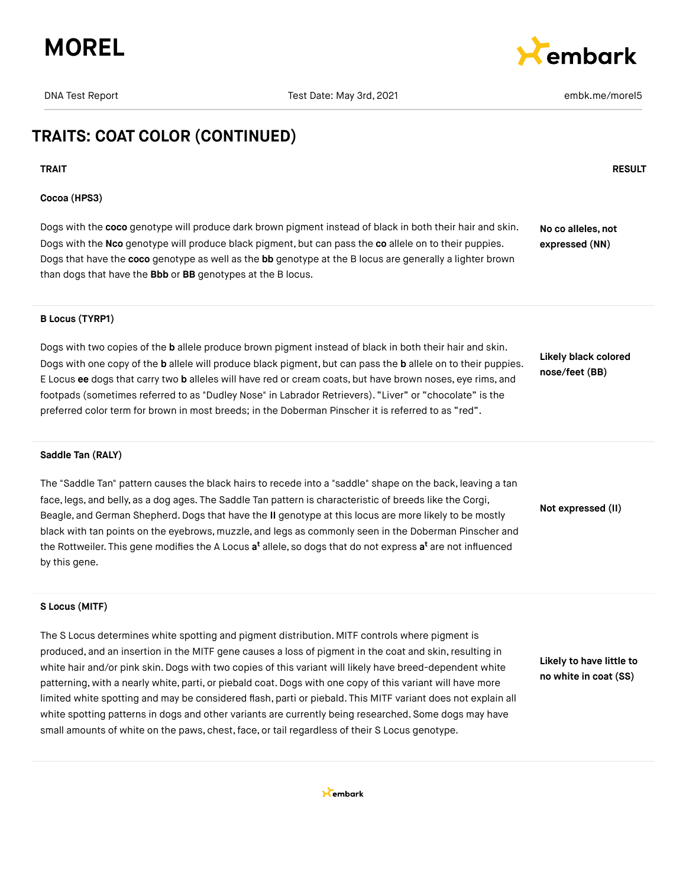## TRAITS: COAT COLOR (CONTINUED)

| TRAIT | RESULT |
|---|---|
| **Cocoa (HPS3)**<br><br>Dogs with the **coco** genotype will produce dark brown pigment instead of black in both their hair and skin. Dogs with the **Nco** genotype will produce black pigment, but can pass the **co** allele on to their puppies. Dogs that have the **coco** genotype as well as the **bb** genotype at the B locus are generally a lighter brown than dogs that have the **Bbb** or **BB** genotypes at the B locus. | **No co alleles, not expressed (NN)** |
| **B Locus (TYRP1)**<br><br>Dogs with two copies of the **b** allele produce brown pigment instead of black in both their hair and skin. Dogs with one copy of the **b** allele will produce black pigment, but can pass the **b** allele on to their puppies. E Locus **ee** dogs that carry two **b** alleles will have red or cream coats, but have brown noses, eye rims, and footpads (sometimes referred to as "Dudley Nose" in Labrador Retrievers). "Liver" or "chocolate" is the preferred color term for brown in most breeds; in the Doberman Pinscher it is referred to as "red". | **Likely black colored nose/feet (BB)** |
| **Saddle Tan (RALY)**<br><br>The "Saddle Tan" pattern causes the black hairs to recede into a "saddle" shape on the back, leaving a tan face, legs, and belly, as a dog ages. The Saddle Tan pattern is characteristic of breeds like the Corgi, Beagle, and German Shepherd. Dogs that have the **II** genotype at this locus are more likely to be mostly black with tan points on the eyebrows, muzzle, and legs as commonly seen in the Doberman Pinscher and the Rottweiler. This gene modifies the A Locus **a$^t$** allele, so dogs that do not express **a$^t$** are not influenced by this gene. | **Not expressed (II)** |
| **S Locus (MITF)**<br><br>The S Locus determines white spotting and pigment distribution. MITF controls where pigment is produced, and an insertion in the MITF gene causes a loss of pigment in the coat and skin, resulting in white hair and/or pink skin. Dogs with two copies of this variant will likely have breed-dependent white patterning, with a nearly white, parti, or piebald coat. Dogs with one copy of this variant will have more limited white spotting and may be considered flash, parti or piebald. This MITF variant does not explain all white spotting patterns in dogs and other variants are currently being researched. Some dogs may have small amounts of white on the paws, chest, face, or tail regardless of their S Locus genotype. | **Likely to have little to no white in coat (SS)** |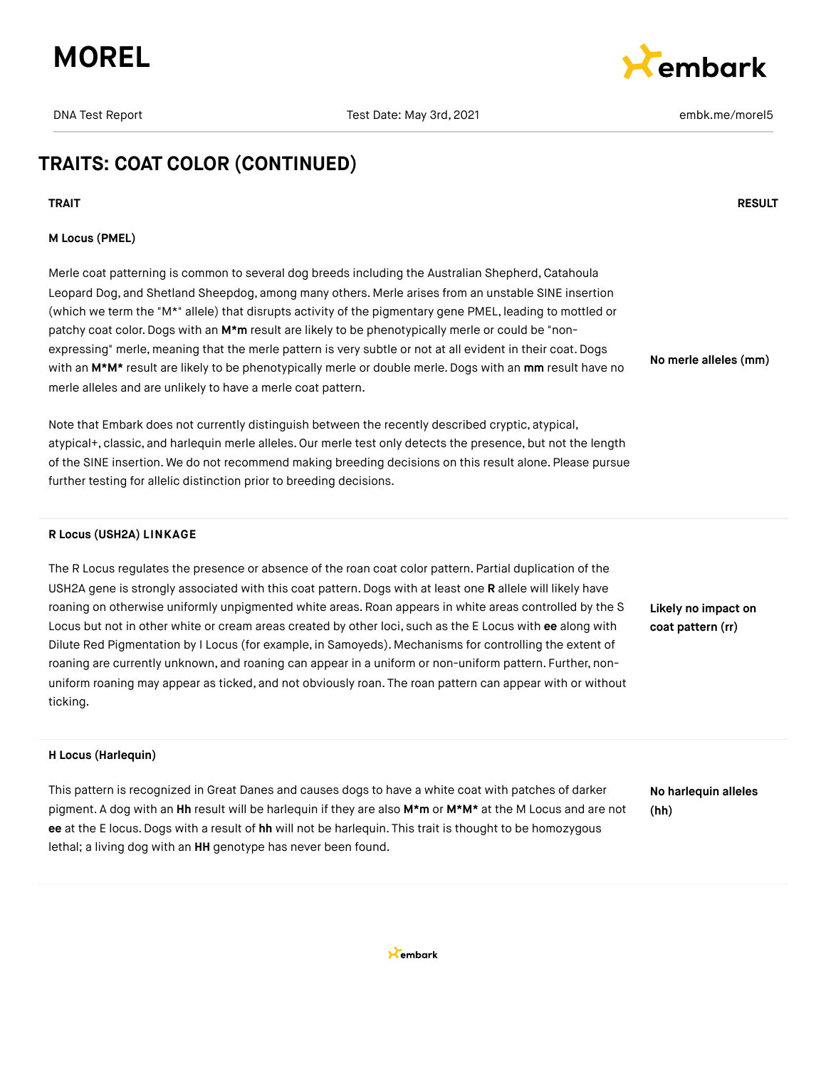## TRAITS: COAT COLOR (CONTINUED)

| TRAIT | RESULT |
|---|---|
| **M Locus (PMEL)**<br><br>Merle coat patterning is common to several dog breeds including the Australian Shepherd, Catahoula Leopard Dog, and Shetland Sheepdog, among many others. Merle arises from an unstable SINE insertion (which we term the "M*" allele) that disrupts activity of the pigmentary gene PMEL, leading to mottled or patchy coat color. Dogs with an **M*m** result are likely to be phenotypically merle or could be "non-expressing" merle, meaning that the merle pattern is very subtle or not at all evident in their coat. Dogs with an **M*M*** result are likely to be phenotypically merle or double merle. Dogs with an **mm** result have no merle alleles and are unlikely to have a merle coat pattern.<br><br>Note that Embark does not currently distinguish between the recently described cryptic, atypical, atypical+, classic, and harlequin merle alleles. Our merle test only detects the presence, but not the length of the SINE insertion. We do not recommend making breeding decisions on this result alone. Please pursue further testing for allelic distinction prior to breeding decisions. | **No merle alleles (mm)** |
| **R Locus (USH2A) LINKAGE**<br><br>The R Locus regulates the presence or absence of the roan coat color pattern. Partial duplication of the USH2A gene is strongly associated with this coat pattern. Dogs with at least one **R** allele will likely have roaning on otherwise uniformly unpigmented white areas. Roan appears in white areas controlled by the S Locus but not in other white or cream areas created by other loci, such as the E Locus with **ee** along with Dilute Red Pigmentation by I Locus (for example, in Samoyeds). Mechanisms for controlling the extent of roaning are currently unknown, and roaning can appear in a uniform or non-uniform pattern. Further, non-uniform roaning may appear as ticked, and not obviously roan. The roan pattern can appear with or without ticking. | **Likely no impact on coat pattern (rr)** |
| **H Locus (Harlequin)**<br><br>This pattern is recognized in Great Danes and causes dogs to have a white coat with patches of darker pigment. A dog with an **Hh** result will be harlequin if they are also **M*m** or **M*M*** at the M Locus and are not **ee** at the E locus. Dogs with a result of **hh** will not be harlequin. This trait is thought to be homozygous lethal; a living dog with an **HH** genotype has never been found. | **No harlequin alleles (hh)** |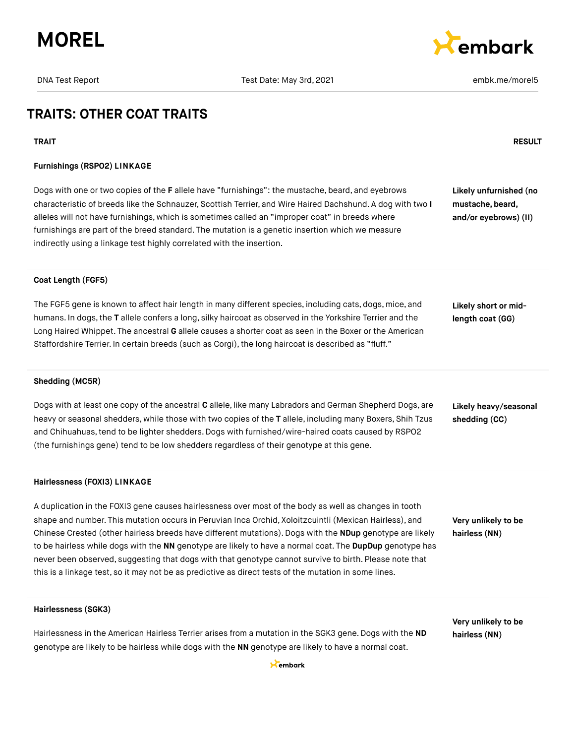## TRAITS: OTHER COAT TRAITS

| TRAIT | RESULT |
| --- | --- |
| **Furnishings (RSPO2) LINKAGE**<br><br>Dogs with one or two copies of the **F** allele have "furnishings": the mustache, beard, and eyebrows characteristic of breeds like the Schnauzer, Scottish Terrier, and Wire Haired Dachshund. A dog with two **I** alleles will not have furnishings, which is sometimes called an "improper coat" in breeds where furnishings are part of the breed standard. The mutation is a genetic insertion which we measure indirectly using a linkage test highly correlated with the insertion. | **Likely unfurnished (no mustache, beard, and/or eyebrows) (II)** |
| **Coat Length (FGF5)**<br><br>The FGF5 gene is known to affect hair length in many different species, including cats, dogs, mice, and humans. In dogs, the **T** allele confers a long, silky haircoat as observed in the Yorkshire Terrier and the Long Haired Whippet. The ancestral **G** allele causes a shorter coat as seen in the Boxer or the American Staffordshire Terrier. In certain breeds (such as Corgi), the long haircoat is described as "fluff." | **Likely short or mid-length coat (GG)** |
| **Shedding (MC5R)**<br><br>Dogs with at least one copy of the ancestral **C** allele, like many Labradors and German Shepherd Dogs, are heavy or seasonal shedders, while those with two copies of the **T** allele, including many Boxers, Shih Tzus and Chihuahuas, tend to be lighter shedders. Dogs with furnished/wire-haired coats caused by RSPO2 (the furnishings gene) tend to be low shedders regardless of their genotype at this gene. | **Likely heavy/seasonal shedding (CC)** |
| **Hairlessness (FOXI3) LINKAGE**<br><br>A duplication in the FOXI3 gene causes hairlessness over most of the body as well as changes in tooth shape and number. This mutation occurs in Peruvian Inca Orchid, Xoloitzcuintli (Mexican Hairless), and Chinese Crested (other hairless breeds have different mutations). Dogs with the **NDup** genotype are likely to be hairless while dogs with the **NN** genotype are likely to have a normal coat. The **DupDup** genotype has never been observed, suggesting that dogs with that genotype cannot survive to birth. Please note that this is a linkage test, so it may not be as predictive as direct tests of the mutation in some lines. | **Very unlikely to be hairless (NN)** |
| **Hairlessness (SGK3)**<br><br>Hairlessness in the American Hairless Terrier arises from a mutation in the SGK3 gene. Dogs with the **ND** genotype are likely to be hairless while dogs with the **NN** genotype are likely to have a normal coat. | **Very unlikely to be hairless (NN)** |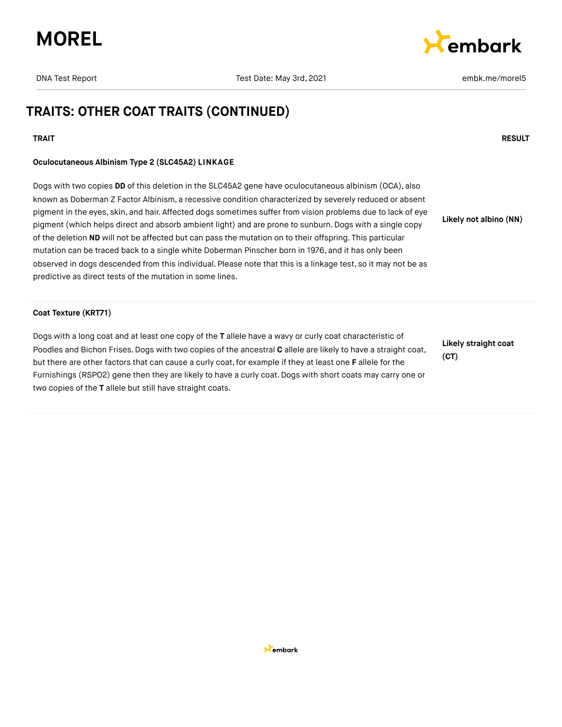## TRAITS: OTHER COAT TRAITS (CONTINUED)

| TRAIT | RESULT |
|---|---|
| **Oculocutaneous Albinism Type 2 (SLC45A2) LINKAGE**<br><br>Dogs with two copies **DD** of this deletion in the SLC45A2 gene have oculocutaneous albinism (OCA), also known as Doberman Z Factor Albinism, a recessive condition characterized by severely reduced or absent pigment in the eyes, skin, and hair. Affected dogs sometimes suffer from vision problems due to lack of eye pigment (which helps direct and absorb ambient light) and are prone to sunburn. Dogs with a single copy of the deletion **ND** will not be affected but can pass the mutation on to their offspring. This particular mutation can be traced back to a single white Doberman Pinscher born in 1976, and it has only been observed in dogs descended from this individual. Please note that this is a linkage test, so it may not be as predictive as direct tests of the mutation in some lines. | **Likely not albino (NN)** |
| **Coat Texture (KRT71)**<br><br>Dogs with a long coat and at least one copy of the **T** allele have a wavy or curly coat characteristic of Poodles and Bichon Frises. Dogs with two copies of the ancestral **C** allele are likely to have a straight coat, but there are other factors that can cause a curly coat, for example if they at least one **F** allele for the Furnishings (RSPO2) gene then they are likely to have a curly coat. Dogs with short coats may carry one or two copies of the **T** allele but still have straight coats. | **Likely straight coat (CT)** |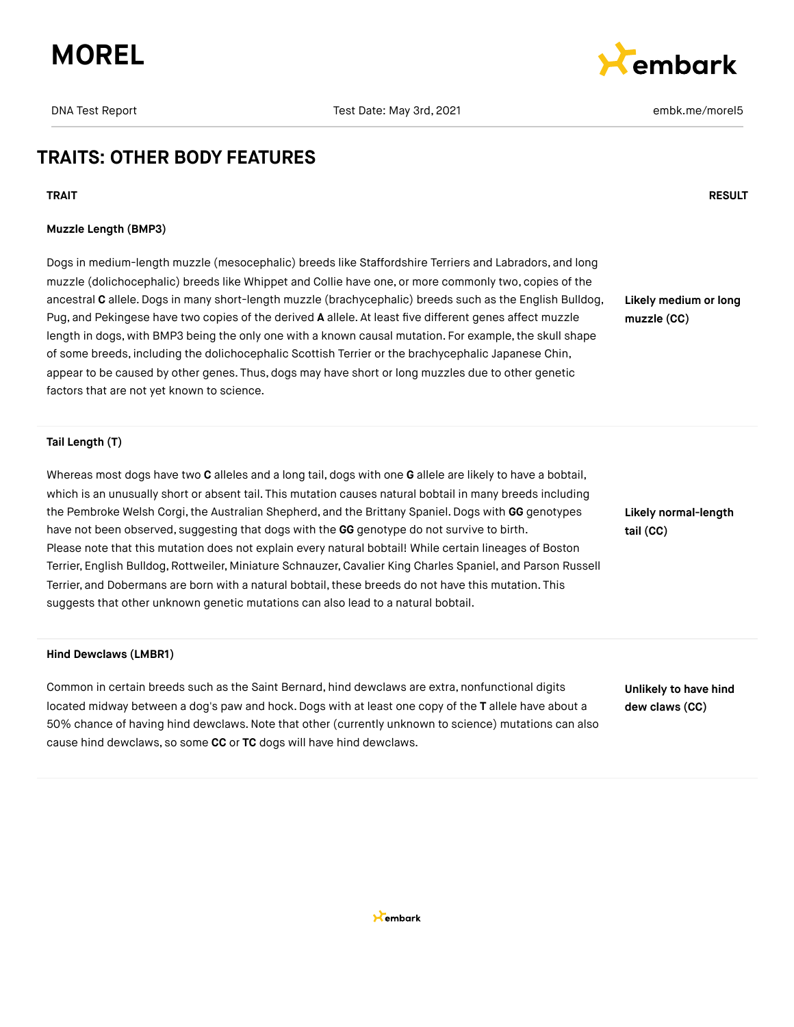## TRAITS: OTHER BODY FEATURES

| TRAIT | RESULT |
| --- | --- |
| **Muzzle Length (BMP3)**<br><br>Dogs in medium-length muzzle (mesocephalic) breeds like Staffordshire Terriers and Labradors, and long muzzle (dolichocephalic) breeds like Whippet and Collie have one, or more commonly two, copies of the ancestral **C** allele. Dogs in many short-length muzzle (brachycephalic) breeds such as the English Bulldog, Pug, and Pekingese have two copies of the derived **A** allele. At least five different genes affect muzzle length in dogs, with BMP3 being the only one with a known causal mutation. For example, the skull shape of some breeds, including the dolichocephalic Scottish Terrier or the brachycephalic Japanese Chin, appear to be caused by other genes. Thus, dogs may have short or long muzzles due to other genetic factors that are not yet known to science. | **Likely medium or long muzzle (CC)** |
| **Tail Length (T)**<br><br>Whereas most dogs have two **C** alleles and a long tail, dogs with one **G** allele are likely to have a bobtail, which is an unusually short or absent tail. This mutation causes natural bobtail in many breeds including the Pembroke Welsh Corgi, the Australian Shepherd, and the Brittany Spaniel. Dogs with **GG** genotypes have not been observed, suggesting that dogs with the **GG** genotype do not survive to birth. Please note that this mutation does not explain every natural bobtail! While certain lineages of Boston Terrier, English Bulldog, Rottweiler, Miniature Schnauzer, Cavalier King Charles Spaniel, and Parson Russell Terrier, and Dobermans are born with a natural bobtail, these breeds do not have this mutation. This suggests that other unknown genetic mutations can also lead to a natural bobtail. | **Likely normal-length tail (CC)** |
| **Hind Dewclaws (LMBR1)**<br><br>Common in certain breeds such as the Saint Bernard, hind dewclaws are extra, nonfunctional digits located midway between a dog's paw and hock. Dogs with at least one copy of the **T** allele have about a 50% chance of having hind dewclaws. Note that other (currently unknown to science) mutations can also cause hind dewclaws, so some **CC** or **TC** dogs will have hind dewclaws. | **Unlikely to have hind dew claws (CC)** |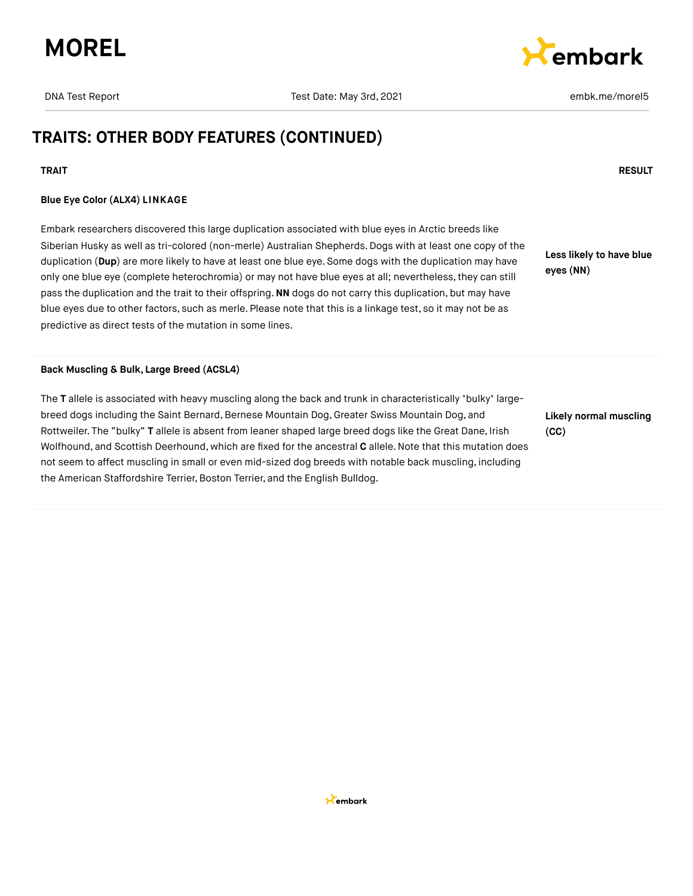## TRAITS: OTHER BODY FEATURES (CONTINUED)

| TRAIT | RESULT |
| --- | --- |
| **Blue Eye Color (ALX4) LINKAGE**<br><br>Embark researchers discovered this large duplication associated with blue eyes in Arctic breeds like Siberian Husky as well as tri-colored (non-merle) Australian Shepherds. Dogs with at least one copy of the duplication (**Dup**) are more likely to have at least one blue eye. Some dogs with the duplication may have only one blue eye (complete heterochromia) or may not have blue eyes at all; nevertheless, they can still pass the duplication and the trait to their offspring. **NN** dogs do not carry this duplication, but may have blue eyes due to other factors, such as merle. Please note that this is a linkage test, so it may not be as predictive as direct tests of the mutation in some lines. | **Less likely to have blue eyes (NN)** |
| **Back Muscling & Bulk, Large Breed (ACSL4)**<br><br>The **T** allele is associated with heavy muscling along the back and trunk in characteristically "bulky" large-breed dogs including the Saint Bernard, Bernese Mountain Dog, Greater Swiss Mountain Dog, and Rottweiler. The "bulky" **T** allele is absent from leaner shaped large breed dogs like the Great Dane, Irish Wolfhound, and Scottish Deerhound, which are fixed for the ancestral **C** allele. Note that this mutation does not seem to affect muscling in small or even mid-sized dog breeds with notable back muscling, including the American Staffordshire Terrier, Boston Terrier, and the English Bulldog. | **Likely normal muscling (CC)** |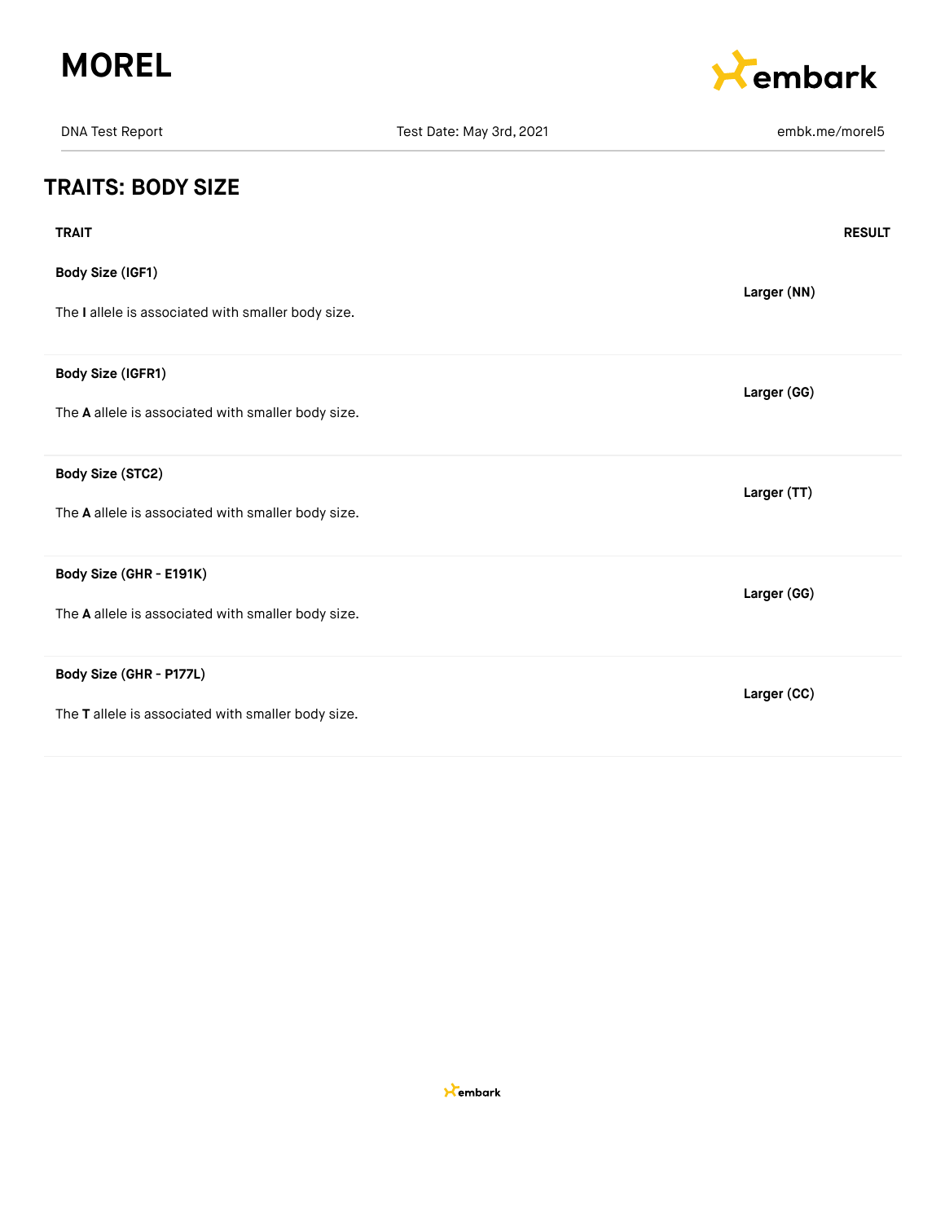## TRAITS: BODY SIZE

| TRAIT | RESULT |
| --- | --- |
| **Body Size (IGF1)**<br>The **I** allele is associated with smaller body size. | **Larger (NN)** |
| **Body Size (IGFR1)**<br>The **A** allele is associated with smaller body size. | **Larger (GG)** |
| **Body Size (STC2)**<br>The **A** allele is associated with smaller body size. | **Larger (TT)** |
| **Body Size (GHR - E191K)**<br>The **A** allele is associated with smaller body size. | **Larger (GG)** |
| **Body Size (GHR - P177L)**<br>The **T** allele is associated with smaller body size. | **Larger (CC)** |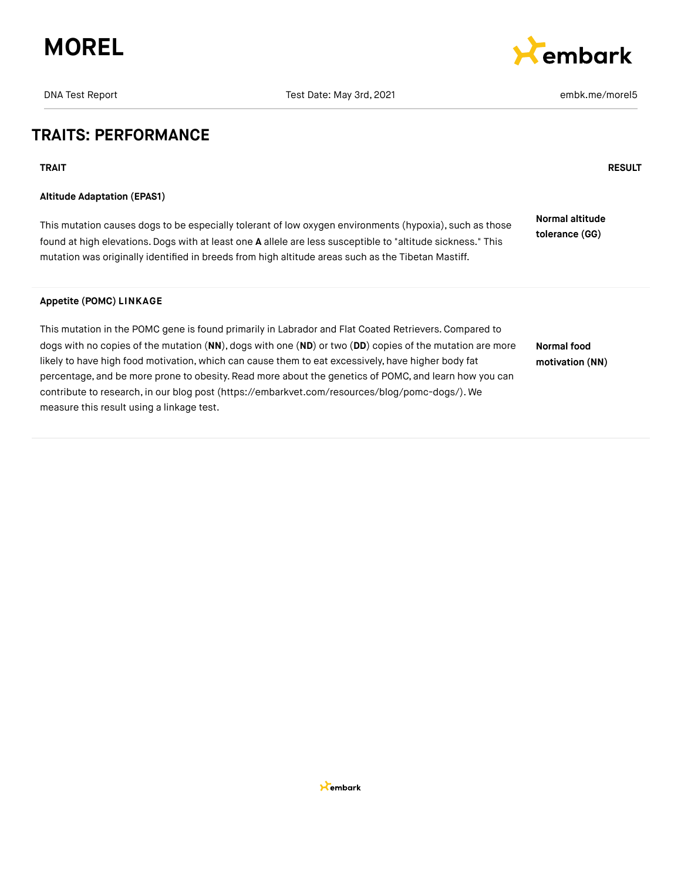## TRAITS: PERFORMANCE

| TRAIT | RESULT |
|---|---|
| **Altitude Adaptation (EPAS1)**<br><br>This mutation causes dogs to be especially tolerant of low oxygen environments (hypoxia), such as those found at high elevations. Dogs with at least one **A** allele are less susceptible to "altitude sickness." This mutation was originally identified in breeds from high altitude areas such as the Tibetan Mastiff. | **Normal altitude tolerance (GG)** |
| **Appetite (POMC) LINKAGE**<br><br>This mutation in the POMC gene is found primarily in Labrador and Flat Coated Retrievers. Compared to dogs with no copies of the mutation (**NN**), dogs with one (**ND**) or two (**DD**) copies of the mutation are more likely to have high food motivation, which can cause them to eat excessively, have higher body fat percentage, and be more prone to obesity. Read more about the genetics of POMC, and learn how you can contribute to research, in our blog post (https://embarkvet.com/resources/blog/pomc-dogs/). We measure this result using a linkage test. | **Normal food motivation (NN)** |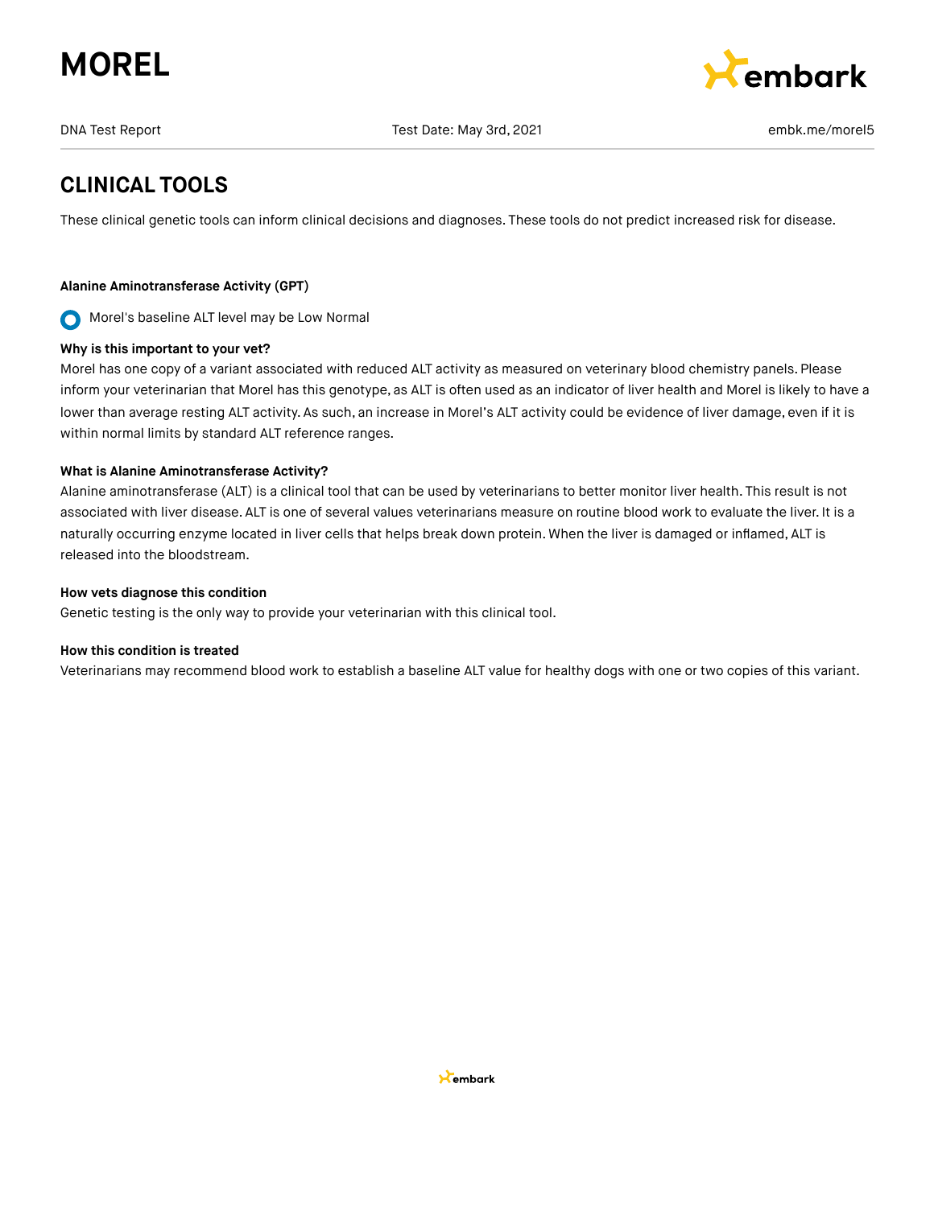## CLINICAL TOOLS

These clinical genetic tools can inform clinical decisions and diagnoses. These tools do not predict increased risk for disease.

**Alanine Aminotransferase Activity (GPT)**

Morel's baseline ALT level may be Low Normal

**Why is this important to your vet?**

Morel has one copy of a variant associated with reduced ALT activity as measured on veterinary blood chemistry panels. Please inform your veterinarian that Morel has this genotype, as ALT is often used as an indicator of liver health and Morel is likely to have a lower than average resting ALT activity. As such, an increase in Morel's ALT activity could be evidence of liver damage, even if it is within normal limits by standard ALT reference ranges.

**What is Alanine Aminotransferase Activity?**

Alanine aminotransferase (ALT) is a clinical tool that can be used by veterinarians to better monitor liver health. This result is not associated with liver disease. ALT is one of several values veterinarians measure on routine blood work to evaluate the liver. It is a naturally occurring enzyme located in liver cells that helps break down protein. When the liver is damaged or inflamed, ALT is released into the bloodstream.

**How vets diagnose this condition**

Genetic testing is the only way to provide your veterinarian with this clinical tool.

**How this condition is treated**

Veterinarians may recommend blood work to establish a baseline ALT value for healthy dogs with one or two copies of this variant.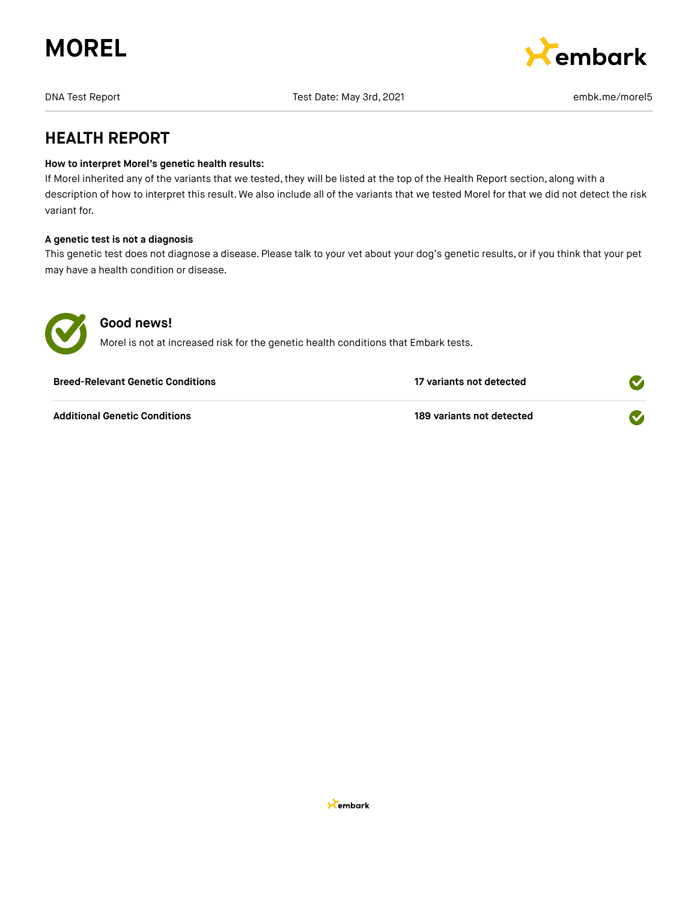# MOREL

DNA Test Report | Test Date: May 3rd, 2021 | embk.me/morel5

## HEALTH REPORT

**How to interpret Morel's genetic health results:**
If Morel inherited any of the variants that we tested, they will be listed at the top of the Health Report section, along with a description of how to interpret this result. We also include all of the variants that we tested Morel for that we did not detect the risk variant for.

**A genetic test is not a diagnosis**
This genetic test does not diagnose a disease. Please talk to your vet about your dog's genetic results, or if you think that your pet may have a health condition or disease.

### Good news!

Morel is not at increased risk for the genetic health conditions that Embark tests.

| | | |
|---|---|---|
| **Breed-Relevant Genetic Conditions** | **17 variants not detected** | ✓ |
| **Additional Genetic Conditions** | **189 variants not detected** | ✓ |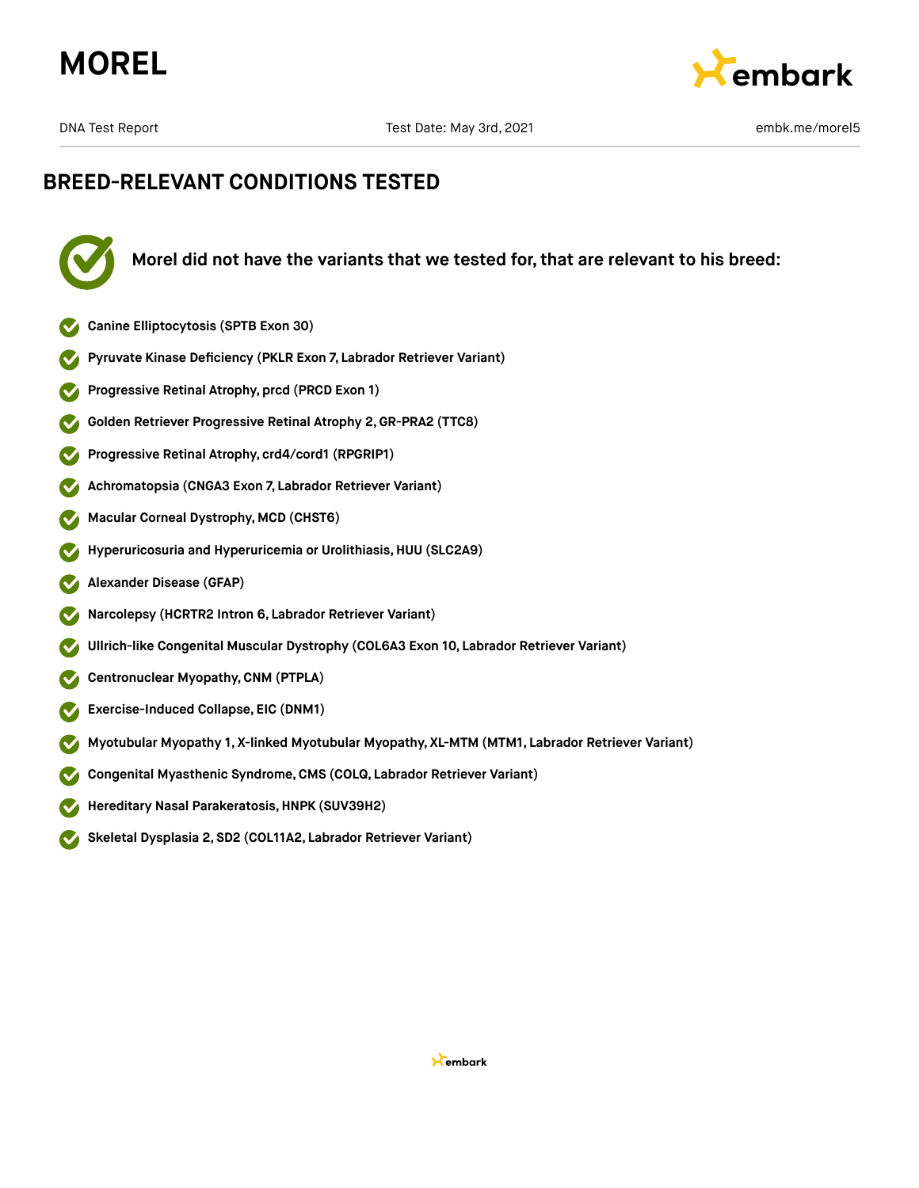# MOREL

DNA Test Report | Test Date: May 3rd, 2021 | embk.me/morel5

## BREED-RELEVANT CONDITIONS TESTED

**Morel did not have the variants that we tested for, that are relevant to his breed:**

- **Canine Elliptocytosis (SPTB Exon 30)**
- **Pyruvate Kinase Deficiency (PKLR Exon 7, Labrador Retriever Variant)**
- **Progressive Retinal Atrophy, prcd (PRCD Exon 1)**
- **Golden Retriever Progressive Retinal Atrophy 2, GR-PRA2 (TTC8)**
- **Progressive Retinal Atrophy, crd4/cord1 (RPGRIP1)**
- **Achromatopsia (CNGA3 Exon 7, Labrador Retriever Variant)**
- **Macular Corneal Dystrophy, MCD (CHST6)**
- **Hyperuricosuria and Hyperuricemia or Urolithiasis, HUU (SLC2A9)**
- **Alexander Disease (GFAP)**
- **Narcolepsy (HCRTR2 Intron 6, Labrador Retriever Variant)**
- **Ullrich-like Congenital Muscular Dystrophy (COL6A3 Exon 10, Labrador Retriever Variant)**
- **Centronuclear Myopathy, CNM (PTPLA)**
- **Exercise-Induced Collapse, EIC (DNM1)**
- **Myotubular Myopathy 1, X-linked Myotubular Myopathy, XL-MTM (MTM1, Labrador Retriever Variant)**
- **Congenital Myasthenic Syndrome, CMS (COLQ, Labrador Retriever Variant)**
- **Hereditary Nasal Parakeratosis, HNPK (SUV39H2)**
- **Skeletal Dysplasia 2, SD2 (COL11A2, Labrador Retriever Variant)**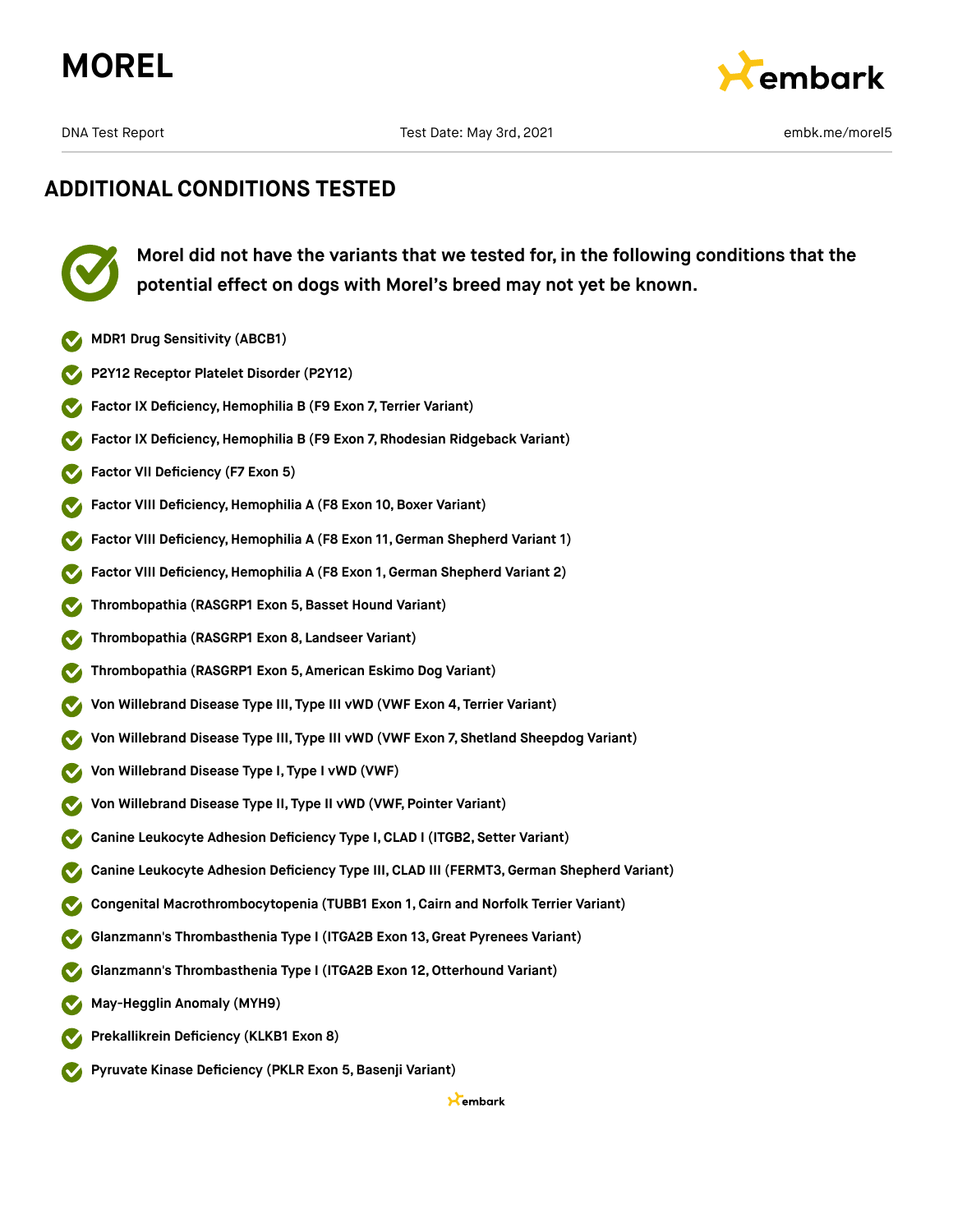## ADDITIONAL CONDITIONS TESTED

**Morel did not have the variants that we tested for, in the following conditions that the potential effect on dogs with Morel's breed may not yet be known.**

- MDR1 Drug Sensitivity (ABCB1)
- P2Y12 Receptor Platelet Disorder (P2Y12)
- Factor IX Deficiency, Hemophilia B (F9 Exon 7, Terrier Variant)
- Factor IX Deficiency, Hemophilia B (F9 Exon 7, Rhodesian Ridgeback Variant)
- Factor VII Deficiency (F7 Exon 5)
- Factor VIII Deficiency, Hemophilia A (F8 Exon 10, Boxer Variant)
- Factor VIII Deficiency, Hemophilia A (F8 Exon 11, German Shepherd Variant 1)
- Factor VIII Deficiency, Hemophilia A (F8 Exon 1, German Shepherd Variant 2)
- Thrombopathia (RASGRP1 Exon 5, Basset Hound Variant)
- Thrombopathia (RASGRP1 Exon 8, Landseer Variant)
- Thrombopathia (RASGRP1 Exon 5, American Eskimo Dog Variant)
- Von Willebrand Disease Type III, Type III vWD (VWF Exon 4, Terrier Variant)
- Von Willebrand Disease Type III, Type III vWD (VWF Exon 7, Shetland Sheepdog Variant)
- Von Willebrand Disease Type I, Type I vWD (VWF)
- Von Willebrand Disease Type II, Type II vWD (VWF, Pointer Variant)
- Canine Leukocyte Adhesion Deficiency Type I, CLAD I (ITGB2, Setter Variant)
- Canine Leukocyte Adhesion Deficiency Type III, CLAD III (FERMT3, German Shepherd Variant)
- Congenital Macrothrombocytopenia (TUBB1 Exon 1, Cairn and Norfolk Terrier Variant)
- Glanzmann's Thrombasthenia Type I (ITGA2B Exon 13, Great Pyrenees Variant)
- Glanzmann's Thrombasthenia Type I (ITGA2B Exon 12, Otterhound Variant)
- May-Hegglin Anomaly (MYH9)
- Prekallikrein Deficiency (KLKB1 Exon 8)
- Pyruvate Kinase Deficiency (PKLR Exon 5, Basenji Variant)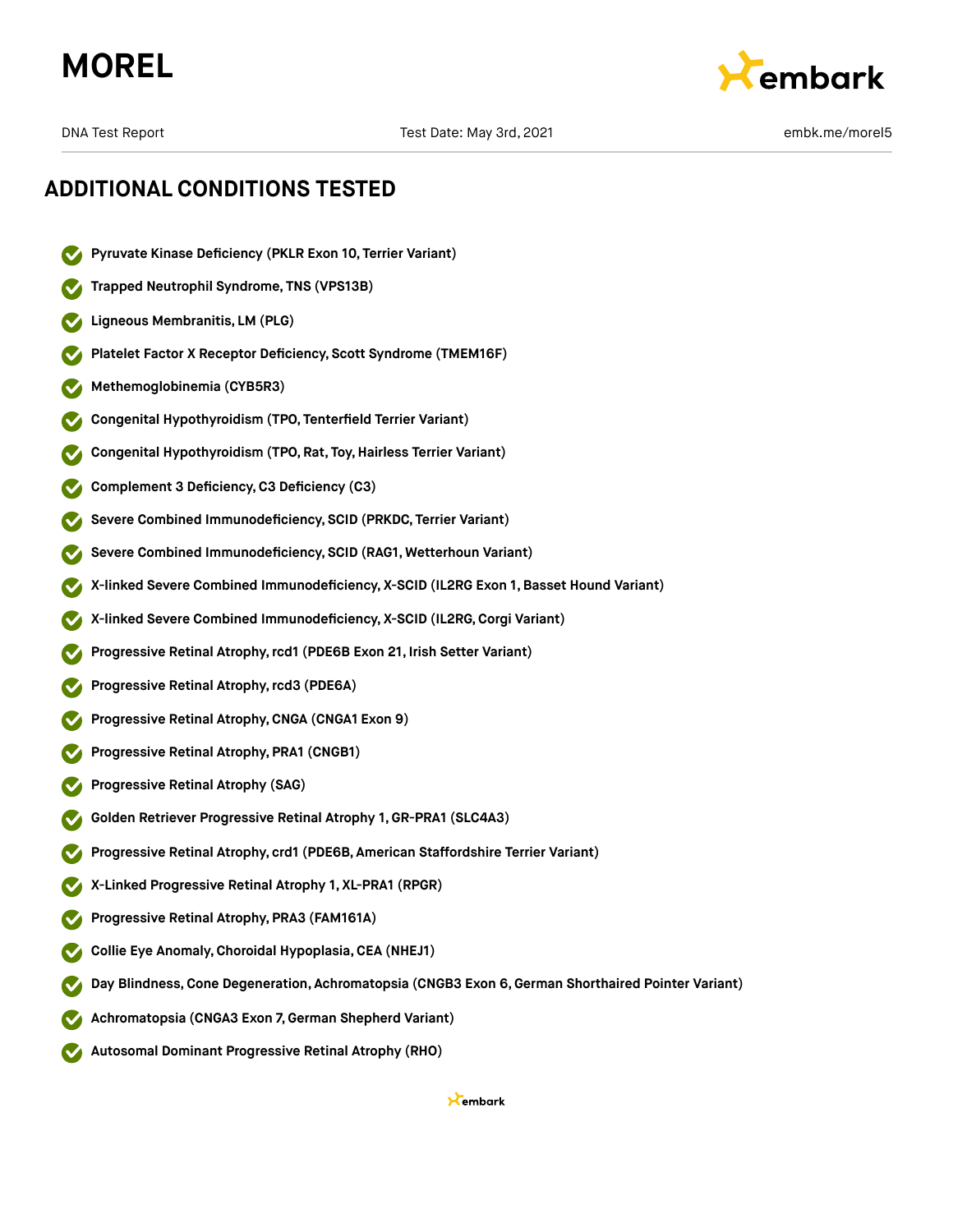## ADDITIONAL CONDITIONS TESTED

- **Pyruvate Kinase Deficiency (PKLR Exon 10, Terrier Variant)**
- **Trapped Neutrophil Syndrome, TNS (VPS13B)**
- **Ligneous Membranitis, LM (PLG)**
- **Platelet Factor X Receptor Deficiency, Scott Syndrome (TMEM16F)**
- **Methemoglobinemia (CYB5R3)**
- **Congenital Hypothyroidism (TPO, Tenterfield Terrier Variant)**
- **Congenital Hypothyroidism (TPO, Rat, Toy, Hairless Terrier Variant)**
- **Complement 3 Deficiency, C3 Deficiency (C3)**
- **Severe Combined Immunodeficiency, SCID (PRKDC, Terrier Variant)**
- **Severe Combined Immunodeficiency, SCID (RAG1, Wetterhoun Variant)**
- **X-linked Severe Combined Immunodeficiency, X-SCID (IL2RG Exon 1, Basset Hound Variant)**
- **X-linked Severe Combined Immunodeficiency, X-SCID (IL2RG, Corgi Variant)**
- **Progressive Retinal Atrophy, rcd1 (PDE6B Exon 21, Irish Setter Variant)**
- **Progressive Retinal Atrophy, rcd3 (PDE6A)**
- **Progressive Retinal Atrophy, CNGA (CNGA1 Exon 9)**
- **Progressive Retinal Atrophy, PRA1 (CNGB1)**
- **Progressive Retinal Atrophy (SAG)**
- **Golden Retriever Progressive Retinal Atrophy 1, GR-PRA1 (SLC4A3)**
- **Progressive Retinal Atrophy, crd1 (PDE6B, American Staffordshire Terrier Variant)**
- **X-Linked Progressive Retinal Atrophy 1, XL-PRA1 (RPGR)**
- **Progressive Retinal Atrophy, PRA3 (FAM161A)**
- **Collie Eye Anomaly, Choroidal Hypoplasia, CEA (NHEJ1)**
- **Day Blindness, Cone Degeneration, Achromatopsia (CNGB3 Exon 6, German Shorthaired Pointer Variant)**
- **Achromatopsia (CNGA3 Exon 7, German Shepherd Variant)**
- **Autosomal Dominant Progressive Retinal Atrophy (RHO)**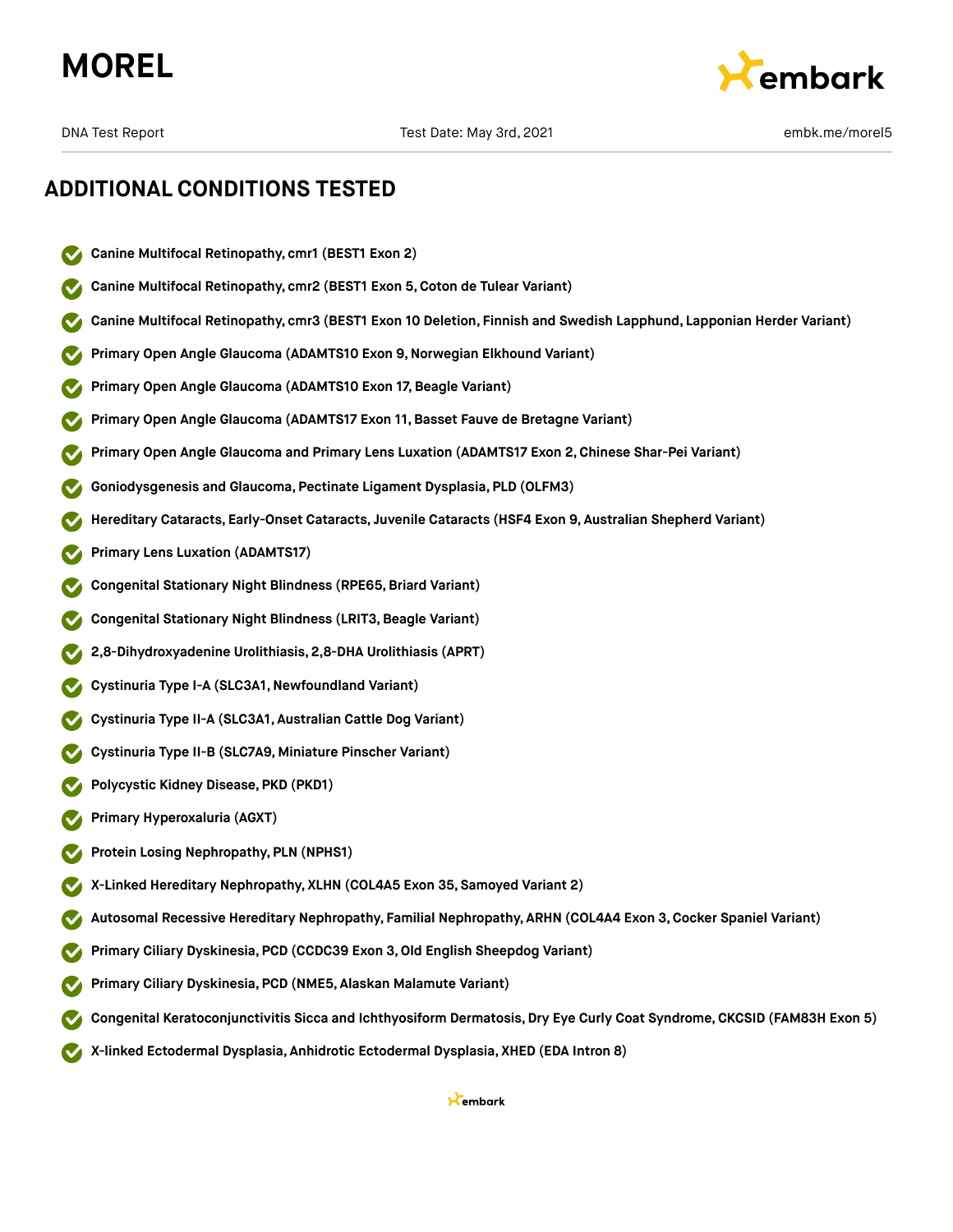# ADDITIONAL CONDITIONS TESTED

- **Canine Multifocal Retinopathy, cmr1 (BEST1 Exon 2)**
- **Canine Multifocal Retinopathy, cmr2 (BEST1 Exon 5, Coton de Tulear Variant)**
- **Canine Multifocal Retinopathy, cmr3 (BEST1 Exon 10 Deletion, Finnish and Swedish Lapphund, Lapponian Herder Variant)**
- **Primary Open Angle Glaucoma (ADAMTS10 Exon 9, Norwegian Elkhound Variant)**
- **Primary Open Angle Glaucoma (ADAMTS10 Exon 17, Beagle Variant)**
- **Primary Open Angle Glaucoma (ADAMTS17 Exon 11, Basset Fauve de Bretagne Variant)**
- **Primary Open Angle Glaucoma and Primary Lens Luxation (ADAMTS17 Exon 2, Chinese Shar-Pei Variant)**
- **Goniodysgenesis and Glaucoma, Pectinate Ligament Dysplasia, PLD (OLFM3)**
- **Hereditary Cataracts, Early-Onset Cataracts, Juvenile Cataracts (HSF4 Exon 9, Australian Shepherd Variant)**
- **Primary Lens Luxation (ADAMTS17)**
- **Congenital Stationary Night Blindness (RPE65, Briard Variant)**
- **Congenital Stationary Night Blindness (LRIT3, Beagle Variant)**
- **2,8-Dihydroxyadenine Urolithiasis, 2,8-DHA Urolithiasis (APRT)**
- **Cystinuria Type I-A (SLC3A1, Newfoundland Variant)**
- **Cystinuria Type II-A (SLC3A1, Australian Cattle Dog Variant)**
- **Cystinuria Type II-B (SLC7A9, Miniature Pinscher Variant)**
- **Polycystic Kidney Disease, PKD (PKD1)**
- **Primary Hyperoxaluria (AGXT)**
- **Protein Losing Nephropathy, PLN (NPHS1)**
- **X-Linked Hereditary Nephropathy, XLHN (COL4A5 Exon 35, Samoyed Variant 2)**
- **Autosomal Recessive Hereditary Nephropathy, Familial Nephropathy, ARHN (COL4A4 Exon 3, Cocker Spaniel Variant)**
- **Primary Ciliary Dyskinesia, PCD (CCDC39 Exon 3, Old English Sheepdog Variant)**
- **Primary Ciliary Dyskinesia, PCD (NME5, Alaskan Malamute Variant)**
- **Congenital Keratoconjunctivitis Sicca and Ichthyosiform Dermatosis, Dry Eye Curly Coat Syndrome, CKCSID (FAM83H Exon 5)**
- **X-linked Ectodermal Dysplasia, Anhidrotic Ectodermal Dysplasia, XHED (EDA Intron 8)**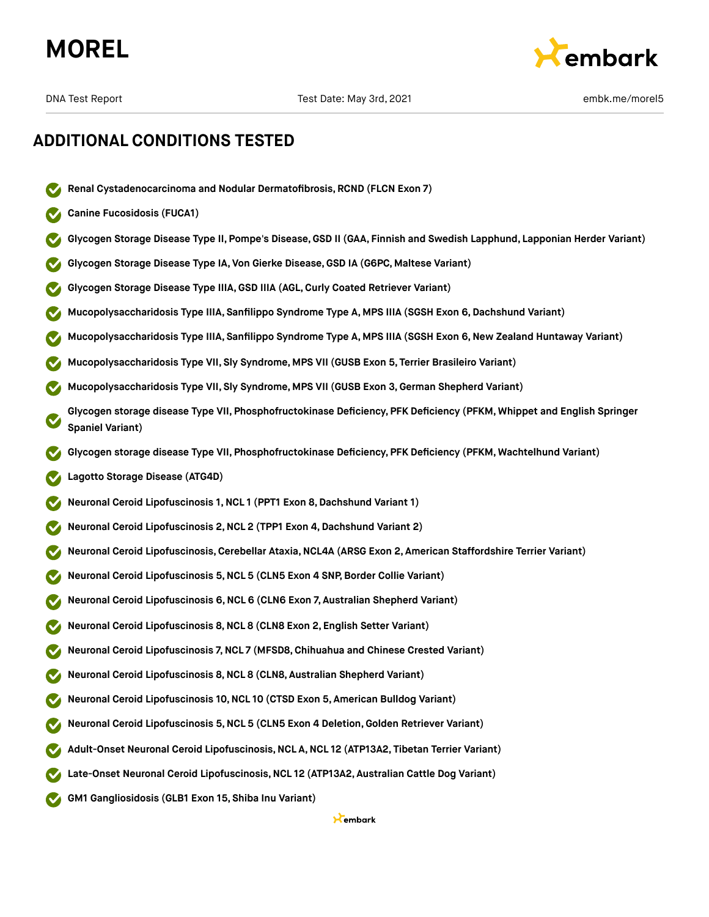## ADDITIONAL CONDITIONS TESTED

- **Renal Cystadenocarcinoma and Nodular Dermatofibrosis, RCND (FLCN Exon 7)**
- **Canine Fucosidosis (FUCA1)**
- **Glycogen Storage Disease Type II, Pompe's Disease, GSD II (GAA, Finnish and Swedish Lapphund, Lapponian Herder Variant)**
- **Glycogen Storage Disease Type IA, Von Gierke Disease, GSD IA (G6PC, Maltese Variant)**
- **Glycogen Storage Disease Type IIIA, GSD IIIA (AGL, Curly Coated Retriever Variant)**
- **Mucopolysaccharidosis Type IIIA, Sanfilippo Syndrome Type A, MPS IIIA (SGSH Exon 6, Dachshund Variant)**
- **Mucopolysaccharidosis Type IIIA, Sanfilippo Syndrome Type A, MPS IIIA (SGSH Exon 6, New Zealand Huntaway Variant)**
- **Mucopolysaccharidosis Type VII, Sly Syndrome, MPS VII (GUSB Exon 5, Terrier Brasileiro Variant)**
- **Mucopolysaccharidosis Type VII, Sly Syndrome, MPS VII (GUSB Exon 3, German Shepherd Variant)**
- **Glycogen storage disease Type VII, Phosphofructokinase Deficiency, PFK Deficiency (PFKM, Whippet and English Springer Spaniel Variant)**
- **Glycogen storage disease Type VII, Phosphofructokinase Deficiency, PFK Deficiency (PFKM, Wachtelhund Variant)**
- **Lagotto Storage Disease (ATG4D)**
- **Neuronal Ceroid Lipofuscinosis 1, NCL 1 (PPT1 Exon 8, Dachshund Variant 1)**
- **Neuronal Ceroid Lipofuscinosis 2, NCL 2 (TPP1 Exon 4, Dachshund Variant 2)**
- **Neuronal Ceroid Lipofuscinosis, Cerebellar Ataxia, NCL4A (ARSG Exon 2, American Staffordshire Terrier Variant)**
- **Neuronal Ceroid Lipofuscinosis 5, NCL 5 (CLN5 Exon 4 SNP, Border Collie Variant)**
- **Neuronal Ceroid Lipofuscinosis 6, NCL 6 (CLN6 Exon 7, Australian Shepherd Variant)**
- **Neuronal Ceroid Lipofuscinosis 8, NCL 8 (CLN8 Exon 2, English Setter Variant)**
- **Neuronal Ceroid Lipofuscinosis 7, NCL 7 (MFSD8, Chihuahua and Chinese Crested Variant)**
- **Neuronal Ceroid Lipofuscinosis 8, NCL 8 (CLN8, Australian Shepherd Variant)**
- **Neuronal Ceroid Lipofuscinosis 10, NCL 10 (CTSD Exon 5, American Bulldog Variant)**
- **Neuronal Ceroid Lipofuscinosis 5, NCL 5 (CLN5 Exon 4 Deletion, Golden Retriever Variant)**
- **Adult-Onset Neuronal Ceroid Lipofuscinosis, NCL A, NCL 12 (ATP13A2, Tibetan Terrier Variant)**
- **Late-Onset Neuronal Ceroid Lipofuscinosis, NCL 12 (ATP13A2, Australian Cattle Dog Variant)**
- **GM1 Gangliosidosis (GLB1 Exon 15, Shiba Inu Variant)**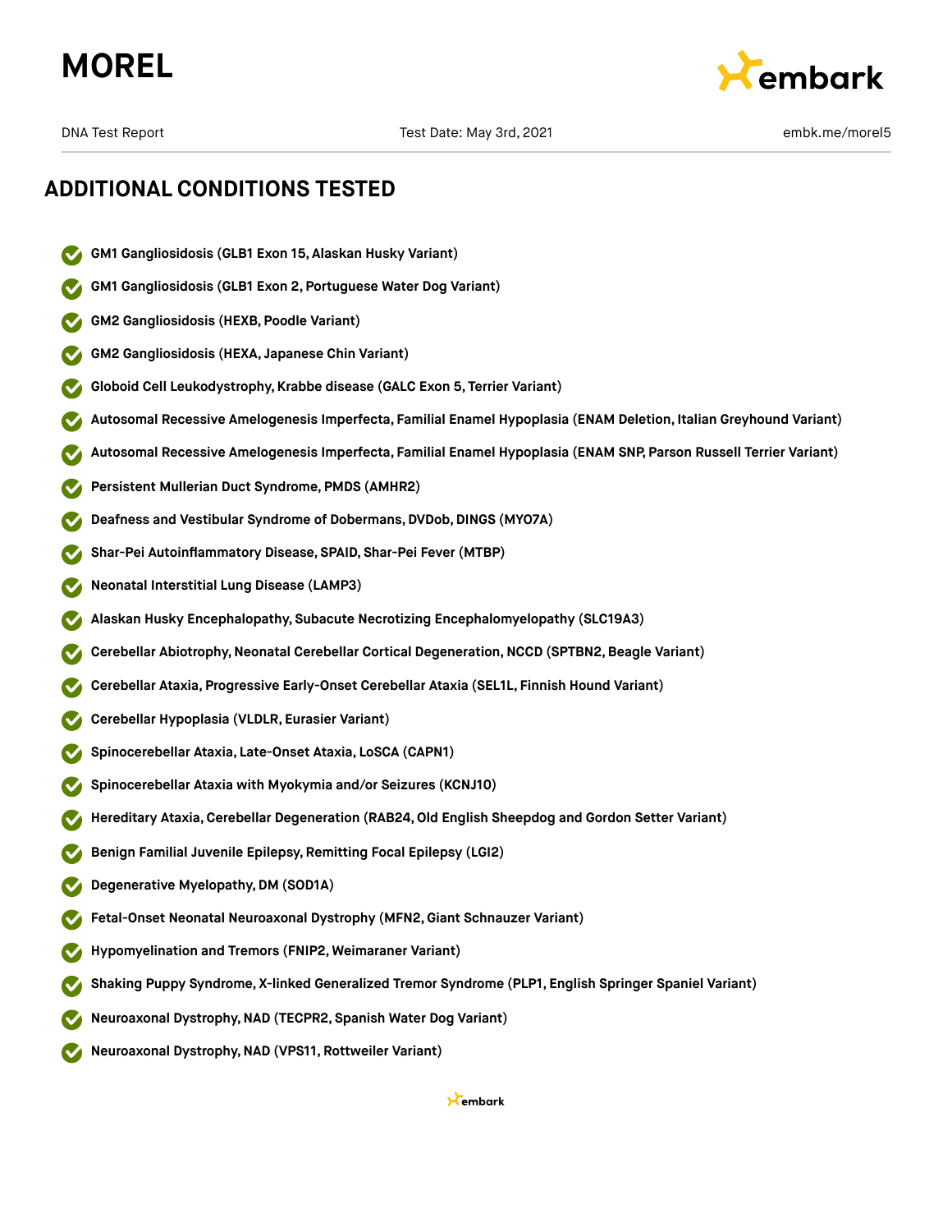## ADDITIONAL CONDITIONS TESTED

- **GM1 Gangliosidosis (GLB1 Exon 15, Alaskan Husky Variant)**
- **GM1 Gangliosidosis (GLB1 Exon 2, Portuguese Water Dog Variant)**
- **GM2 Gangliosidosis (HEXB, Poodle Variant)**
- **GM2 Gangliosidosis (HEXA, Japanese Chin Variant)**
- **Globoid Cell Leukodystrophy, Krabbe disease (GALC Exon 5, Terrier Variant)**
- **Autosomal Recessive Amelogenesis Imperfecta, Familial Enamel Hypoplasia (ENAM Deletion, Italian Greyhound Variant)**
- **Autosomal Recessive Amelogenesis Imperfecta, Familial Enamel Hypoplasia (ENAM SNP, Parson Russell Terrier Variant)**
- **Persistent Mullerian Duct Syndrome, PMDS (AMHR2)**
- **Deafness and Vestibular Syndrome of Dobermans, DVDob, DINGS (MYO7A)**
- **Shar-Pei Autoinflammatory Disease, SPAID, Shar-Pei Fever (MTBP)**
- **Neonatal Interstitial Lung Disease (LAMP3)**
- **Alaskan Husky Encephalopathy, Subacute Necrotizing Encephalomyelopathy (SLC19A3)**
- **Cerebellar Abiotrophy, Neonatal Cerebellar Cortical Degeneration, NCCD (SPTBN2, Beagle Variant)**
- **Cerebellar Ataxia, Progressive Early-Onset Cerebellar Ataxia (SEL1L, Finnish Hound Variant)**
- **Cerebellar Hypoplasia (VLDLR, Eurasier Variant)**
- **Spinocerebellar Ataxia, Late-Onset Ataxia, LoSCA (CAPN1)**
- **Spinocerebellar Ataxia with Myokymia and/or Seizures (KCNJ10)**
- **Hereditary Ataxia, Cerebellar Degeneration (RAB24, Old English Sheepdog and Gordon Setter Variant)**
- **Benign Familial Juvenile Epilepsy, Remitting Focal Epilepsy (LGI2)**
- **Degenerative Myelopathy, DM (SOD1A)**
- **Fetal-Onset Neonatal Neuroaxonal Dystrophy (MFN2, Giant Schnauzer Variant)**
- **Hypomyelination and Tremors (FNIP2, Weimaraner Variant)**
- **Shaking Puppy Syndrome, X-linked Generalized Tremor Syndrome (PLP1, English Springer Spaniel Variant)**
- **Neuroaxonal Dystrophy, NAD (TECPR2, Spanish Water Dog Variant)**
- **Neuroaxonal Dystrophy, NAD (VPS11, Rottweiler Variant)**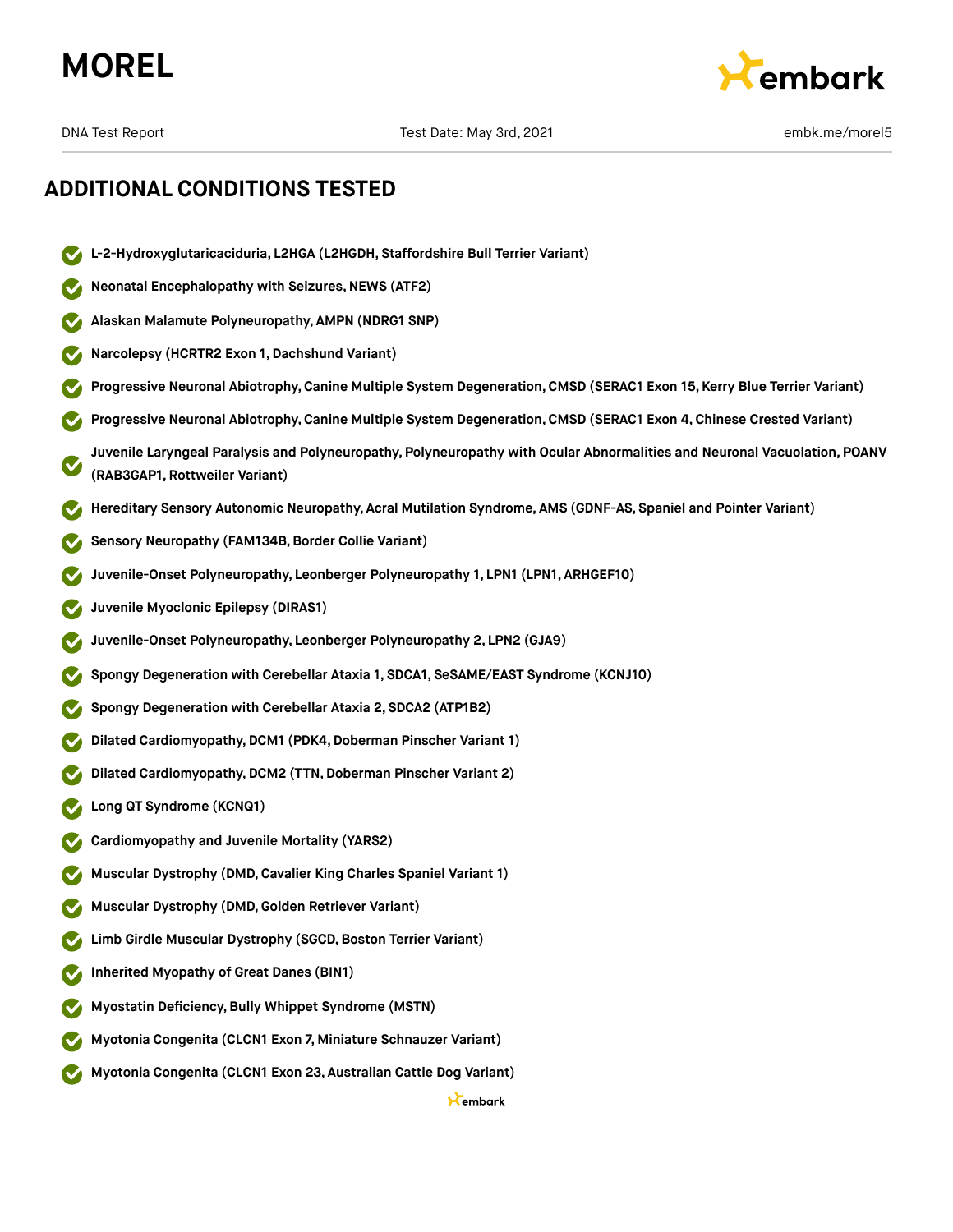## ADDITIONAL CONDITIONS TESTED

- **L-2-Hydroxyglutaricaciduria, L2HGA (L2HGDH, Staffordshire Bull Terrier Variant)**
- **Neonatal Encephalopathy with Seizures, NEWS (ATF2)**
- **Alaskan Malamute Polyneuropathy, AMPN (NDRG1 SNP)**
- **Narcolepsy (HCRTR2 Exon 1, Dachshund Variant)**
- **Progressive Neuronal Abiotrophy, Canine Multiple System Degeneration, CMSD (SERAC1 Exon 15, Kerry Blue Terrier Variant)**
- **Progressive Neuronal Abiotrophy, Canine Multiple System Degeneration, CMSD (SERAC1 Exon 4, Chinese Crested Variant)**
- **Juvenile Laryngeal Paralysis and Polyneuropathy, Polyneuropathy with Ocular Abnormalities and Neuronal Vacuolation, POANV (RAB3GAP1, Rottweiler Variant)**
- **Hereditary Sensory Autonomic Neuropathy, Acral Mutilation Syndrome, AMS (GDNF-AS, Spaniel and Pointer Variant)**
- **Sensory Neuropathy (FAM134B, Border Collie Variant)**
- **Juvenile-Onset Polyneuropathy, Leonberger Polyneuropathy 1, LPN1 (LPN1, ARHGEF10)**
- **Juvenile Myoclonic Epilepsy (DIRAS1)**
- **Juvenile-Onset Polyneuropathy, Leonberger Polyneuropathy 2, LPN2 (GJA9)**
- **Spongy Degeneration with Cerebellar Ataxia 1, SDCA1, SeSAME/EAST Syndrome (KCNJ10)**
- **Spongy Degeneration with Cerebellar Ataxia 2, SDCA2 (ATP1B2)**
- **Dilated Cardiomyopathy, DCM1 (PDK4, Doberman Pinscher Variant 1)**
- **Dilated Cardiomyopathy, DCM2 (TTN, Doberman Pinscher Variant 2)**
- **Long QT Syndrome (KCNQ1)**
- **Cardiomyopathy and Juvenile Mortality (YARS2)**
- **Muscular Dystrophy (DMD, Cavalier King Charles Spaniel Variant 1)**
- **Muscular Dystrophy (DMD, Golden Retriever Variant)**
- **Limb Girdle Muscular Dystrophy (SGCD, Boston Terrier Variant)**
- **Inherited Myopathy of Great Danes (BIN1)**
- **Myostatin Deficiency, Bully Whippet Syndrome (MSTN)**
- **Myotonia Congenita (CLCN1 Exon 7, Miniature Schnauzer Variant)**
- **Myotonia Congenita (CLCN1 Exon 23, Australian Cattle Dog Variant)**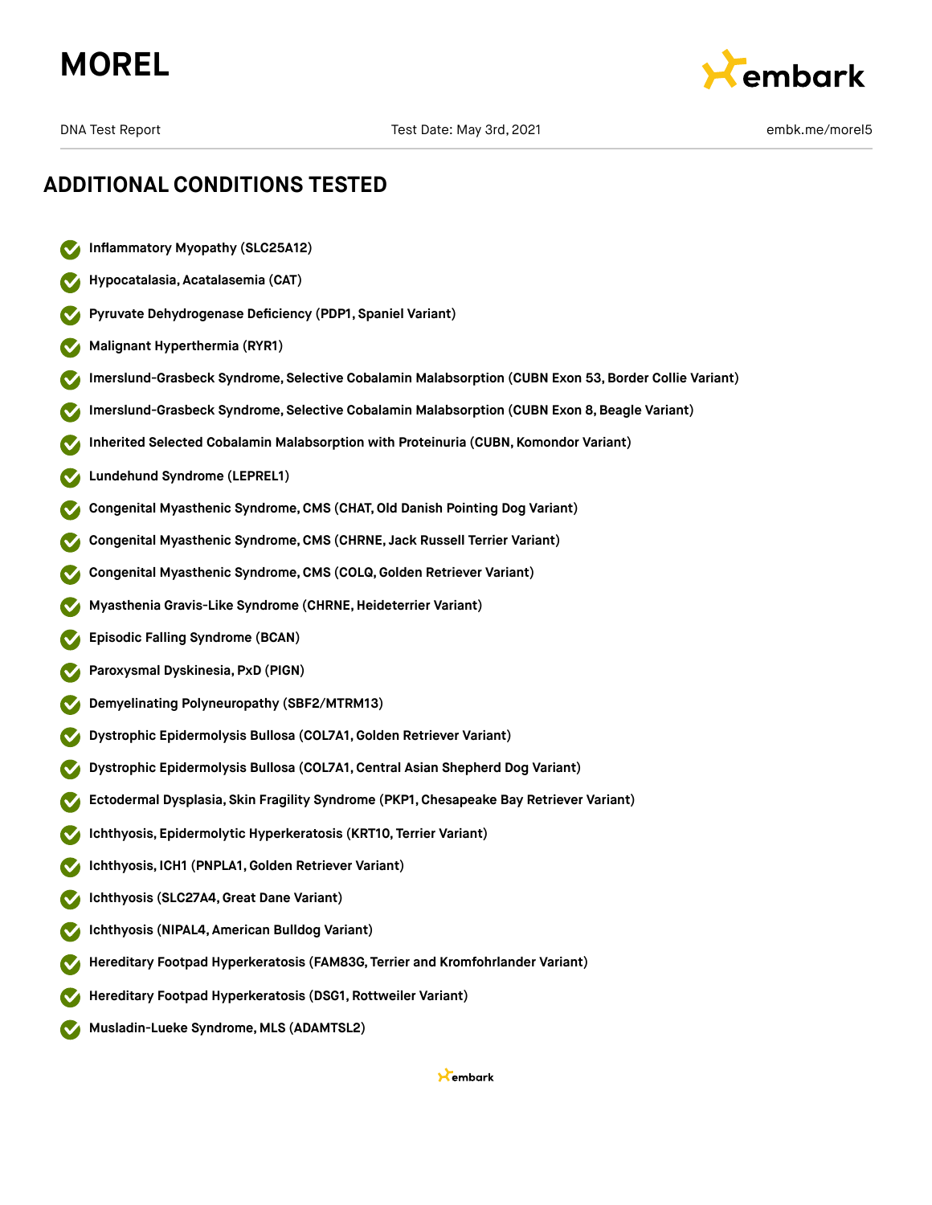## ADDITIONAL CONDITIONS TESTED

- **Inflammatory Myopathy (SLC25A12)**
- **Hypocatalasia, Acatalasemia (CAT)**
- **Pyruvate Dehydrogenase Deficiency (PDP1, Spaniel Variant)**
- **Malignant Hyperthermia (RYR1)**
- **Imerslund-Grasbeck Syndrome, Selective Cobalamin Malabsorption (CUBN Exon 53, Border Collie Variant)**
- **Imerslund-Grasbeck Syndrome, Selective Cobalamin Malabsorption (CUBN Exon 8, Beagle Variant)**
- **Inherited Selected Cobalamin Malabsorption with Proteinuria (CUBN, Komondor Variant)**
- **Lundehund Syndrome (LEPREL1)**
- **Congenital Myasthenic Syndrome, CMS (CHAT, Old Danish Pointing Dog Variant)**
- **Congenital Myasthenic Syndrome, CMS (CHRNE, Jack Russell Terrier Variant)**
- **Congenital Myasthenic Syndrome, CMS (COLQ, Golden Retriever Variant)**
- **Myasthenia Gravis-Like Syndrome (CHRNE, Heideterrier Variant)**
- **Episodic Falling Syndrome (BCAN)**
- **Paroxysmal Dyskinesia, PxD (PIGN)**
- **Demyelinating Polyneuropathy (SBF2/MTRM13)**
- **Dystrophic Epidermolysis Bullosa (COL7A1, Golden Retriever Variant)**
- **Dystrophic Epidermolysis Bullosa (COL7A1, Central Asian Shepherd Dog Variant)**
- **Ectodermal Dysplasia, Skin Fragility Syndrome (PKP1, Chesapeake Bay Retriever Variant)**
- **Ichthyosis, Epidermolytic Hyperkeratosis (KRT10, Terrier Variant)**
- **Ichthyosis, ICH1 (PNPLA1, Golden Retriever Variant)**
- **Ichthyosis (SLC27A4, Great Dane Variant)**
- **Ichthyosis (NIPAL4, American Bulldog Variant)**
- **Hereditary Footpad Hyperkeratosis (FAM83G, Terrier and Kromfohrlander Variant)**
- **Hereditary Footpad Hyperkeratosis (DSG1, Rottweiler Variant)**
- **Musladin-Lueke Syndrome, MLS (ADAMTSL2)**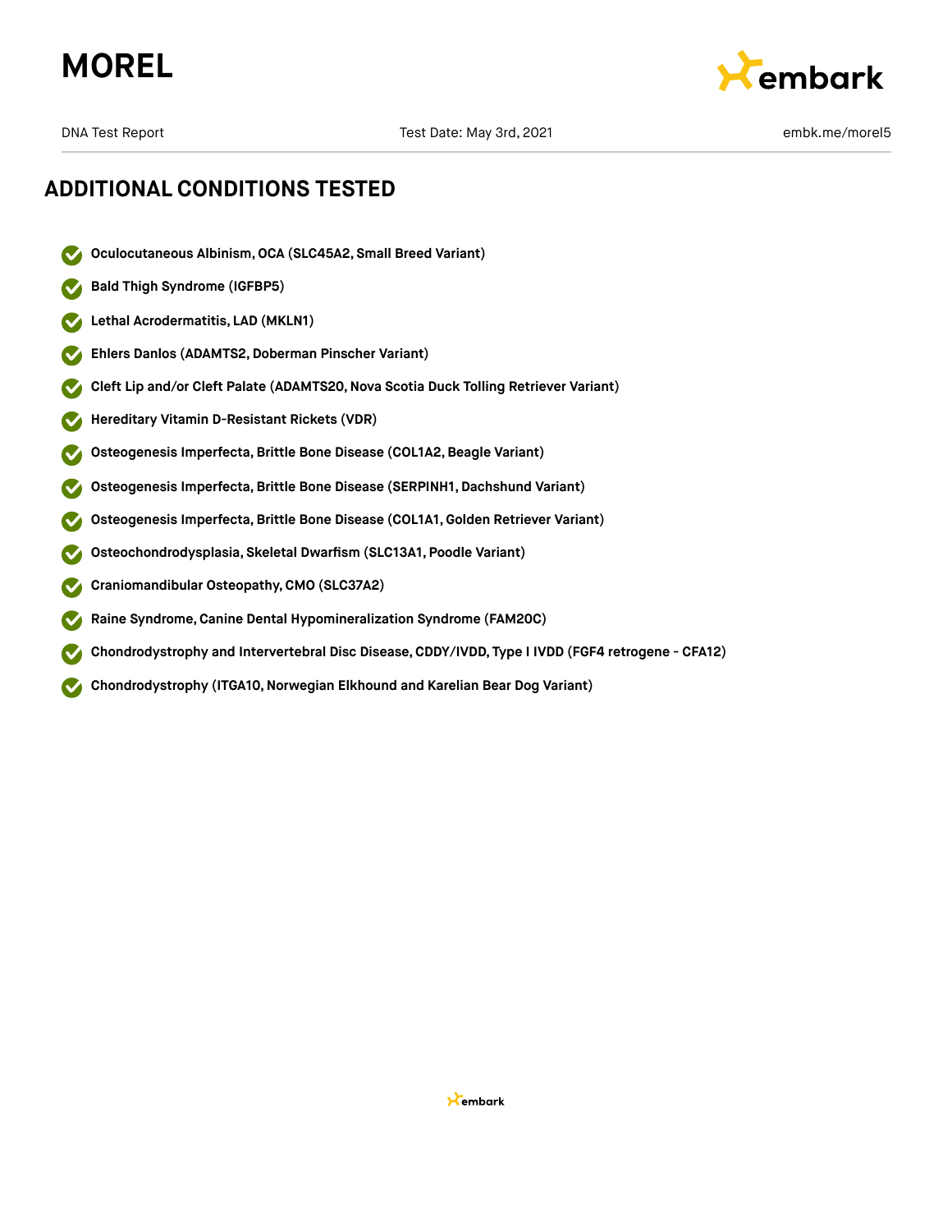## ADDITIONAL CONDITIONS TESTED

- **Oculocutaneous Albinism, OCA (SLC45A2, Small Breed Variant)**
- **Bald Thigh Syndrome (IGFBP5)**
- **Lethal Acrodermatitis, LAD (MKLN1)**
- **Ehlers Danlos (ADAMTS2, Doberman Pinscher Variant)**
- **Cleft Lip and/or Cleft Palate (ADAMTS20, Nova Scotia Duck Tolling Retriever Variant)**
- **Hereditary Vitamin D-Resistant Rickets (VDR)**
- **Osteogenesis Imperfecta, Brittle Bone Disease (COL1A2, Beagle Variant)**
- **Osteogenesis Imperfecta, Brittle Bone Disease (SERPINH1, Dachshund Variant)**
- **Osteogenesis Imperfecta, Brittle Bone Disease (COL1A1, Golden Retriever Variant)**
- **Osteochondrodysplasia, Skeletal Dwarfism (SLC13A1, Poodle Variant)**
- **Craniomandibular Osteopathy, CMO (SLC37A2)**
- **Raine Syndrome, Canine Dental Hypomineralization Syndrome (FAM20C)**
- **Chondrodystrophy and Intervertebral Disc Disease, CDDY/IVDD, Type I IVDD (FGF4 retrogene - CFA12)**
- **Chondrodystrophy (ITGA10, Norwegian Elkhound and Karelian Bear Dog Variant)**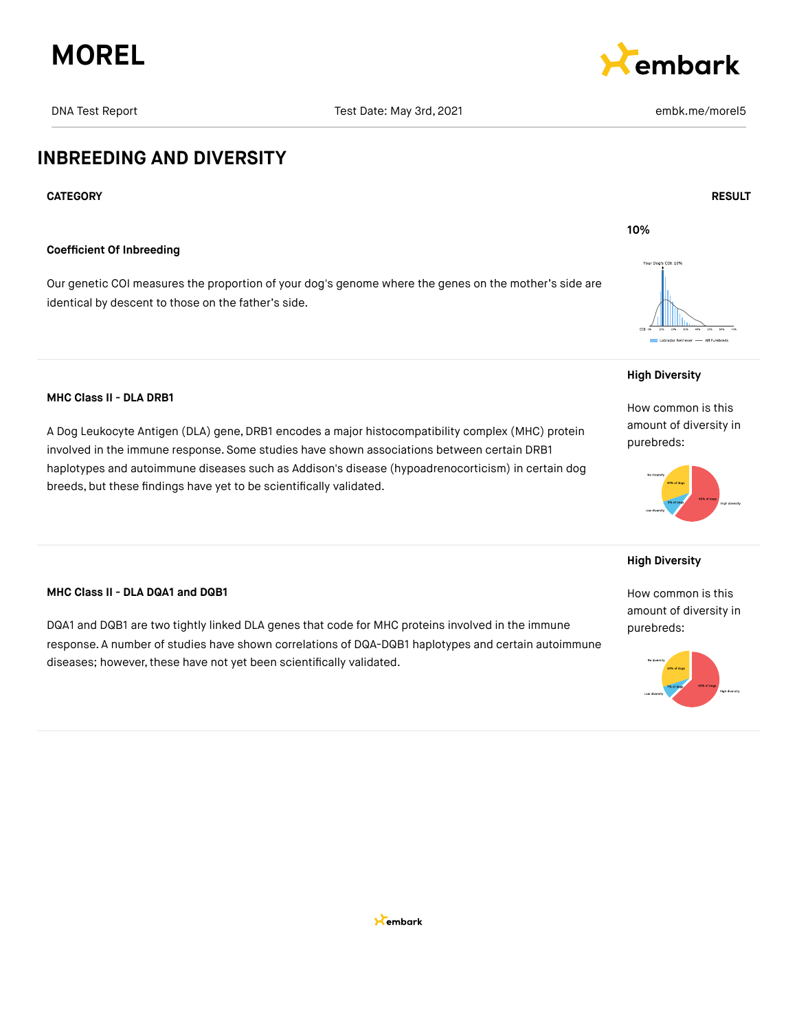# MOREL

DNA Test Report

Test Date: May 3rd, 2021

embk.me/morel5

## INBREEDING AND DIVERSITY

| CATEGORY | RESULT |
|---|---|
| **Coefficient Of Inbreeding**<br><br>Our genetic COI measures the proportion of your dog's genome where the genes on the mother's side are identical by descent to those on the father's side. | **10%** |
| **MHC Class II - DLA DRB1**<br><br>A Dog Leukocyte Antigen (DLA) gene, DRB1 encodes a major histocompatibility complex (MHC) protein involved in the immune response. Some studies have shown associations between certain DRB1 haplotypes and autoimmune diseases such as Addison's disease (hypoadrenocorticism) in certain dog breeds, but these findings have yet to be scientifically validated. | **High Diversity**<br><br>How common is this amount of diversity in purebreds: |
| **MHC Class II - DLA DQA1 and DQB1**<br><br>DQA1 and DQB1 are two tightly linked DLA genes that code for MHC proteins involved in the immune response. A number of studies have shown correlations of DQA-DQB1 haplotypes and certain autoimmune diseases; however, these have not yet been scientifically validated. | **High Diversity**<br><br>How common is this amount of diversity in purebreds: |

Your Dog's COI: 10%

COI 0% 10% 20% 30% 40% 50% 60% 70%

Labrador Retriever — All Purebreds

No diversity
30% of dogs
5% of dogs
Low diversity
65% of dogs
High diversity

No diversity
30% of dogs
7% of dogs
Low diversity
63% of dogs
High diversity